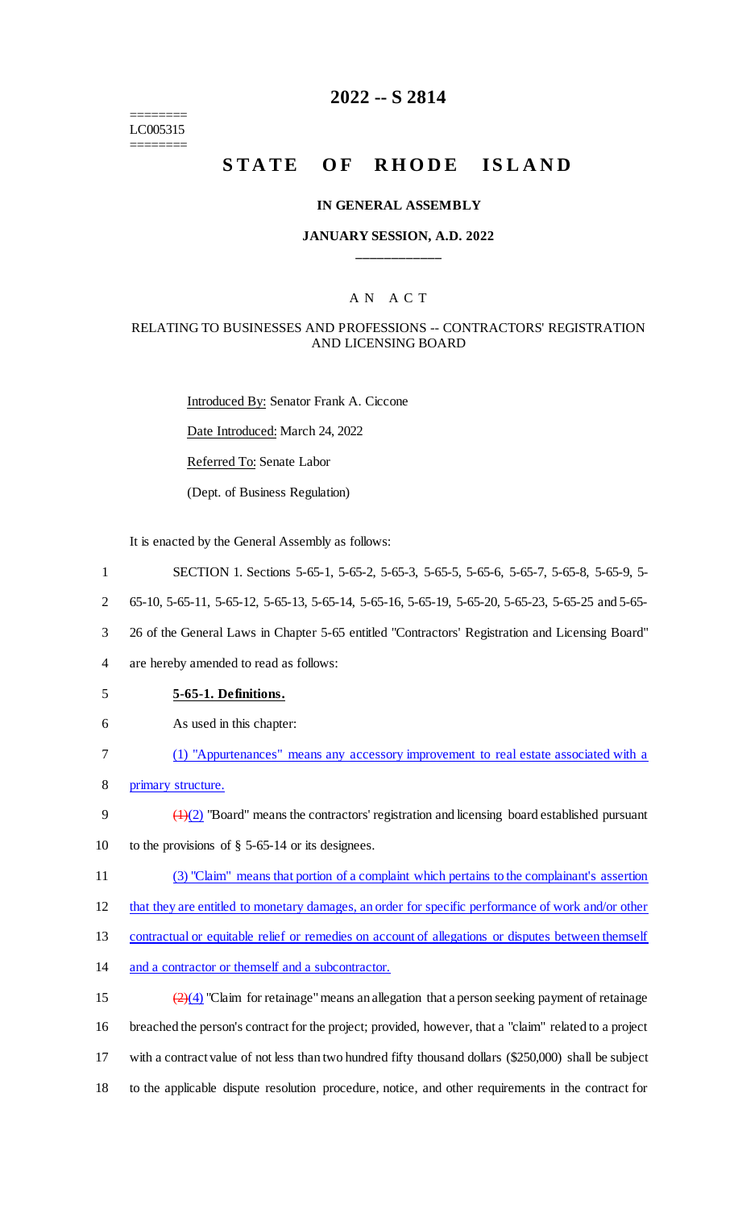========
LC005315
========

# 2022 -- S 2814

# STATE OF RHODE ISLAND

## IN GENERAL ASSEMBLY

### JANUARY SESSION, A.D. 2022

A N A C T

RELATING TO BUSINESSES AND PROFESSIONS -- CONTRACTORS' REGISTRATION AND LICENSING BOARD

Introduced By: Senator Frank A. Ciccone

Date Introduced: March 24, 2022

Referred To: Senate Labor

(Dept. of Business Regulation)

It is enacted by the General Assembly as follows:

SECTION 1. Sections 5-65-1, 5-65-2, 5-65-3, 5-65-5, 5-65-6, 5-65-7, 5-65-8, 5-65-9, 5-65-10, 5-65-11, 5-65-12, 5-65-13, 5-65-14, 5-65-16, 5-65-19, 5-65-20, 5-65-23, 5-65-25 and 5-65-26 of the General Laws in Chapter 5-65 entitled "Contractors' Registration and Licensing Board" are hereby amended to read as follows:

**5-65-1. Definitions.**

As used in this chapter:

(1) "Appurtenances" means any accessory improvement to real estate associated with a primary structure.

~~(1)~~(2) "Board" means the contractors' registration and licensing board established pursuant to the provisions of § 5-65-14 or its designees.

(3) "Claim" means that portion of a complaint which pertains to the complainant's assertion that they are entitled to monetary damages, an order for specific performance of work and/or other contractual or equitable relief or remedies on account of allegations or disputes between themself and a contractor or themself and a subcontractor.

~~(2)~~(4) "Claim for retainage" means an allegation that a person seeking payment of retainage breached the person's contract for the project; provided, however, that a "claim" related to a project with a contract value of not less than two hundred fifty thousand dollars ($250,000) shall be subject to the applicable dispute resolution procedure, notice, and other requirements in the contract for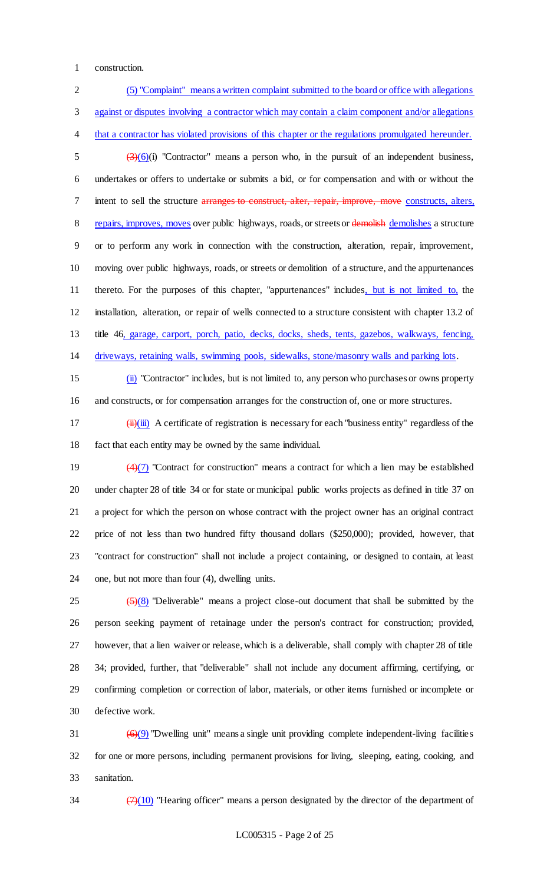construction.

(5) "Complaint" means a written complaint submitted to the board or office with allegations against or disputes involving a contractor which may contain a claim component and/or allegations that a contractor has violated provisions of this chapter or the regulations promulgated hereunder.

~~(3)~~(6)(i) "Contractor" means a person who, in the pursuit of an independent business, undertakes or offers to undertake or submits a bid, or for compensation and with or without the intent to sell the structure ~~arranges to construct, alter, repair, improve, move~~ constructs, alters, repairs, improves, moves over public highways, roads, or streets or ~~demolish~~ demolishes a structure or to perform any work in connection with the construction, alteration, repair, improvement, moving over public highways, roads, or streets or demolition of a structure, and the appurtenances thereto. For the purposes of this chapter, "appurtenances" includes, but is not limited to, the installation, alteration, or repair of wells connected to a structure consistent with chapter 13.2 of title 46, garage, carport, porch, patio, decks, docks, sheds, tents, gazebos, walkways, fencing, driveways, retaining walls, swimming pools, sidewalks, stone/masonry walls and parking lots.

(ii) "Contractor" includes, but is not limited to, any person who purchases or owns property and constructs, or for compensation arranges for the construction of, one or more structures.

~~(ii)~~(iii) A certificate of registration is necessary for each "business entity" regardless of the fact that each entity may be owned by the same individual.

~~(4)~~(7) "Contract for construction" means a contract for which a lien may be established under chapter 28 of title 34 or for state or municipal public works projects as defined in title 37 on a project for which the person on whose contract with the project owner has an original contract price of not less than two hundred fifty thousand dollars ($250,000); provided, however, that "contract for construction" shall not include a project containing, or designed to contain, at least one, but not more than four (4), dwelling units.

~~(5)~~(8) "Deliverable" means a project close-out document that shall be submitted by the person seeking payment of retainage under the person's contract for construction; provided, however, that a lien waiver or release, which is a deliverable, shall comply with chapter 28 of title 34; provided, further, that "deliverable" shall not include any document affirming, certifying, or confirming completion or correction of labor, materials, or other items furnished or incomplete or defective work.

~~(6)~~(9) "Dwelling unit" means a single unit providing complete independent-living facilities for one or more persons, including permanent provisions for living, sleeping, eating, cooking, and sanitation.

~~(7)~~(10) "Hearing officer" means a person designated by the director of the department of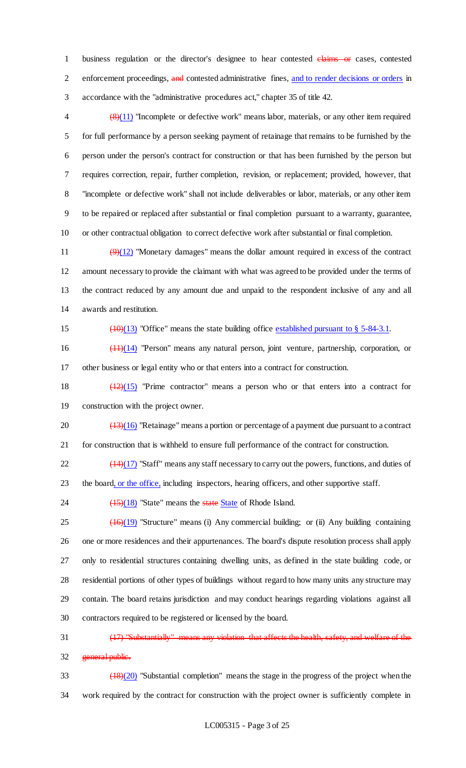business regulation or the director's designee to hear contested ~~claims or~~ cases, contested enforcement proceedings, ~~and~~ contested administrative fines, and to render decisions or orders in accordance with the "administrative procedures act," chapter 35 of title 42.

~~(8)~~(11) "Incomplete or defective work" means labor, materials, or any other item required for full performance by a person seeking payment of retainage that remains to be furnished by the person under the person's contract for construction or that has been furnished by the person but requires correction, repair, further completion, revision, or replacement; provided, however, that "incomplete or defective work" shall not include deliverables or labor, materials, or any other item to be repaired or replaced after substantial or final completion pursuant to a warranty, guarantee, or other contractual obligation to correct defective work after substantial or final completion.

~~(9)~~(12) "Monetary damages" means the dollar amount required in excess of the contract amount necessary to provide the claimant with what was agreed to be provided under the terms of the contract reduced by any amount due and unpaid to the respondent inclusive of any and all awards and restitution.

~~(10)~~(13) "Office" means the state building office established pursuant to § 5-84-3.1.

~~(11)~~(14) "Person" means any natural person, joint venture, partnership, corporation, or other business or legal entity who or that enters into a contract for construction.

~~(12)~~(15) "Prime contractor" means a person who or that enters into a contract for construction with the project owner.

~~(13)~~(16) "Retainage" means a portion or percentage of a payment due pursuant to a contract for construction that is withheld to ensure full performance of the contract for construction.

~~(14)~~(17) "Staff" means any staff necessary to carry out the powers, functions, and duties of the board, or the office, including inspectors, hearing officers, and other supportive staff.

~~(15)~~(18) "State" means the ~~state~~ State of Rhode Island.

~~(16)~~(19) "Structure" means (i) Any commercial building; or (ii) Any building containing one or more residences and their appurtenances. The board's dispute resolution process shall apply only to residential structures containing dwelling units, as defined in the state building code, or residential portions of other types of buildings without regard to how many units any structure may contain. The board retains jurisdiction and may conduct hearings regarding violations against all contractors required to be registered or licensed by the board.

~~(17) "Substantially" means any violation that affects the health, safety, and welfare of the general public.~~

~~(18)~~(20) "Substantial completion" means the stage in the progress of the project when the work required by the contract for construction with the project owner is sufficiently complete in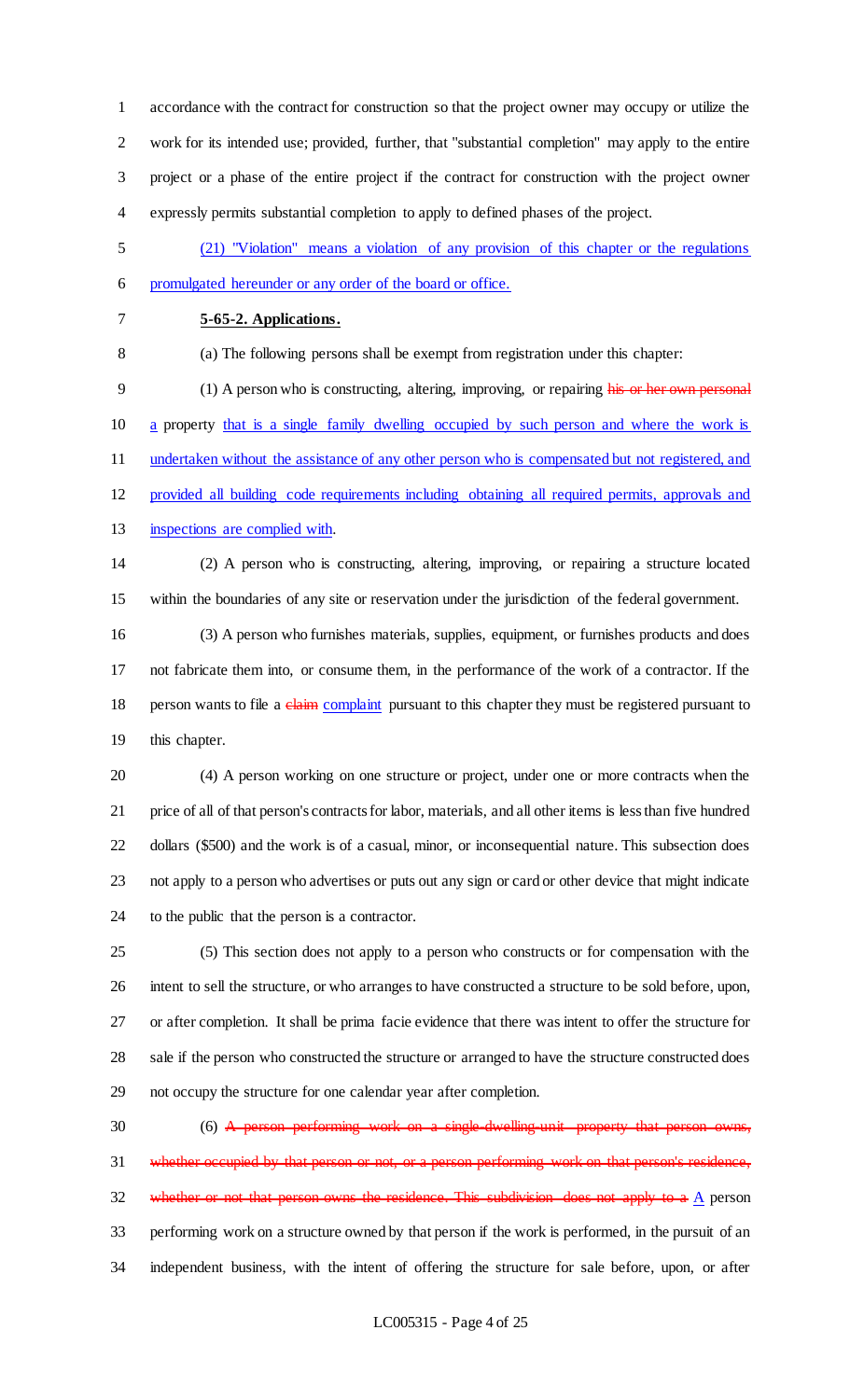accordance with the contract for construction so that the project owner may occupy or utilize the work for its intended use; provided, further, that "substantial completion" may apply to the entire project or a phase of the entire project if the contract for construction with the project owner expressly permits substantial completion to apply to defined phases of the project.

<u>(21) "Violation" means a violation of any provision of this chapter or the regulations promulgated hereunder or any order of the board or office.</u>

**<u>5-65-2. Applications.</u>**

(a) The following persons shall be exempt from registration under this chapter:

(1) A person who is constructing, altering, improving, or repairing ~~his or her own personal~~ <u>a</u> property <u>that is a single family dwelling occupied by such person and where the work is undertaken without the assistance of any other person who is compensated but not registered, and provided all building code requirements including obtaining all required permits, approvals and inspections are complied with</u>.

(2) A person who is constructing, altering, improving, or repairing a structure located within the boundaries of any site or reservation under the jurisdiction of the federal government.

(3) A person who furnishes materials, supplies, equipment, or furnishes products and does not fabricate them into, or consume them, in the performance of the work of a contractor. If the person wants to file a ~~claim~~ <u>complaint</u> pursuant to this chapter they must be registered pursuant to this chapter.

(4) A person working on one structure or project, under one or more contracts when the price of all of that person's contracts for labor, materials, and all other items is less than five hundred dollars ($500) and the work is of a casual, minor, or inconsequential nature. This subsection does not apply to a person who advertises or puts out any sign or card or other device that might indicate to the public that the person is a contractor.

(5) This section does not apply to a person who constructs or for compensation with the intent to sell the structure, or who arranges to have constructed a structure to be sold before, upon, or after completion. It shall be prima facie evidence that there was intent to offer the structure for sale if the person who constructed the structure or arranged to have the structure constructed does not occupy the structure for one calendar year after completion.

(6) ~~A person performing work on a single-dwelling-unit property that person owns, whether occupied by that person or not, or a person performing work on that person's residence, whether or not that person owns the residence. This subdivision does not apply to a~~ <u>A</u> person performing work on a structure owned by that person if the work is performed, in the pursuit of an independent business, with the intent of offering the structure for sale before, upon, or after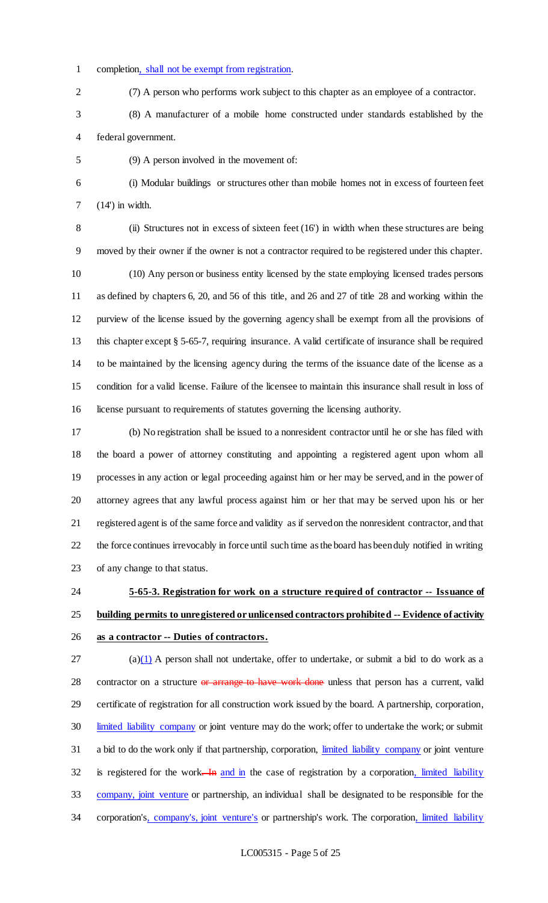completion, shall not be exempt from registration.

(7) A person who performs work subject to this chapter as an employee of a contractor.

(8) A manufacturer of a mobile home constructed under standards established by the federal government.

(9) A person involved in the movement of:

(i) Modular buildings or structures other than mobile homes not in excess of fourteen feet (14') in width.

(ii) Structures not in excess of sixteen feet (16') in width when these structures are being moved by their owner if the owner is not a contractor required to be registered under this chapter.

(10) Any person or business entity licensed by the state employing licensed trades persons as defined by chapters 6, 20, and 56 of this title, and 26 and 27 of title 28 and working within the purview of the license issued by the governing agency shall be exempt from all the provisions of this chapter except § 5-65-7, requiring insurance. A valid certificate of insurance shall be required to be maintained by the licensing agency during the terms of the issuance date of the license as a condition for a valid license. Failure of the licensee to maintain this insurance shall result in loss of license pursuant to requirements of statutes governing the licensing authority.

(b) No registration shall be issued to a nonresident contractor until he or she has filed with the board a power of attorney constituting and appointing a registered agent upon whom all processes in any action or legal proceeding against him or her may be served, and in the power of attorney agrees that any lawful process against him or her that may be served upon his or her registered agent is of the same force and validity as if served on the nonresident contractor, and that the force continues irrevocably in force until such time as the board has been duly notified in writing of any change to that status.

**5-65-3. Registration for work on a structure required of contractor -- Issuance of building permits to unregistered or unlicensed contractors prohibited -- Evidence of activity as a contractor -- Duties of contractors.**

(a)(1) A person shall not undertake, offer to undertake, or submit a bid to do work as a contractor on a structure ~~or arrange to have work done~~ unless that person has a current, valid certificate of registration for all construction work issued by the board. A partnership, corporation, limited liability company or joint venture may do the work; offer to undertake the work; or submit a bid to do the work only if that partnership, corporation, limited liability company or joint venture is registered for the work~~. In~~ and in the case of registration by a corporation, limited liability company, joint venture or partnership, an individual shall be designated to be responsible for the corporation's, company's, joint venture's or partnership's work. The corporation, limited liability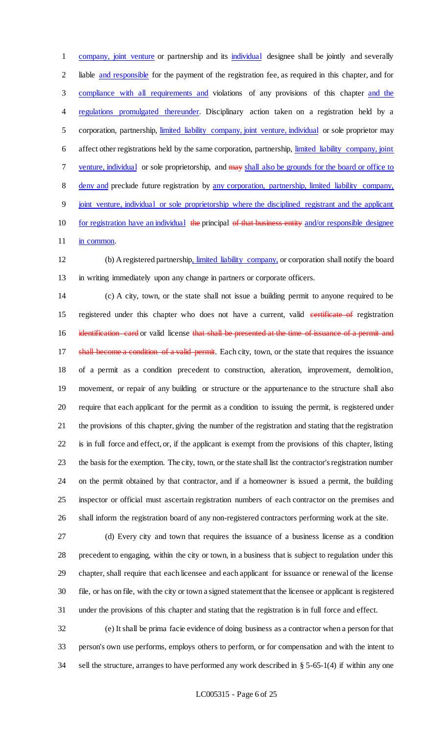company, joint venture or partnership and its individual designee shall be jointly and severally liable and responsible for the payment of the registration fee, as required in this chapter, and for compliance with all requirements and violations of any provisions of this chapter and the regulations promulgated thereunder. Disciplinary action taken on a registration held by a corporation, partnership, limited liability company, joint venture, individual or sole proprietor may affect other registrations held by the same corporation, partnership, limited liability company, joint venture, individual or sole proprietorship, and ~~may~~ shall also be grounds for the board or office to deny and preclude future registration by any corporation, partnership, limited liability company, joint venture, individual or sole proprietorship where the disciplined registrant and the applicant for registration have an individual ~~the~~ principal ~~of that business entity~~ and/or responsible designee in common.

(b) A registered partnership, limited liability company, or corporation shall notify the board in writing immediately upon any change in partners or corporate officers.

(c) A city, town, or the state shall not issue a building permit to anyone required to be registered under this chapter who does not have a current, valid ~~certificate of~~ registration ~~identification card~~ or valid license ~~that shall be presented at the time of issuance of a permit and shall become a condition of a valid permit~~. Each city, town, or the state that requires the issuance of a permit as a condition precedent to construction, alteration, improvement, demolition, movement, or repair of any building or structure or the appurtenance to the structure shall also require that each applicant for the permit as a condition to issuing the permit, is registered under the provisions of this chapter, giving the number of the registration and stating that the registration is in full force and effect, or, if the applicant is exempt from the provisions of this chapter, listing the basis for the exemption. The city, town, or the state shall list the contractor's registration number on the permit obtained by that contractor, and if a homeowner is issued a permit, the building inspector or official must ascertain registration numbers of each contractor on the premises and shall inform the registration board of any non-registered contractors performing work at the site.

(d) Every city and town that requires the issuance of a business license as a condition precedent to engaging, within the city or town, in a business that is subject to regulation under this chapter, shall require that each licensee and each applicant for issuance or renewal of the license file, or has on file, with the city or town a signed statement that the licensee or applicant is registered under the provisions of this chapter and stating that the registration is in full force and effect.

(e) It shall be prima facie evidence of doing business as a contractor when a person for that person's own use performs, employs others to perform, or for compensation and with the intent to sell the structure, arranges to have performed any work described in § 5-65-1(4) if within any one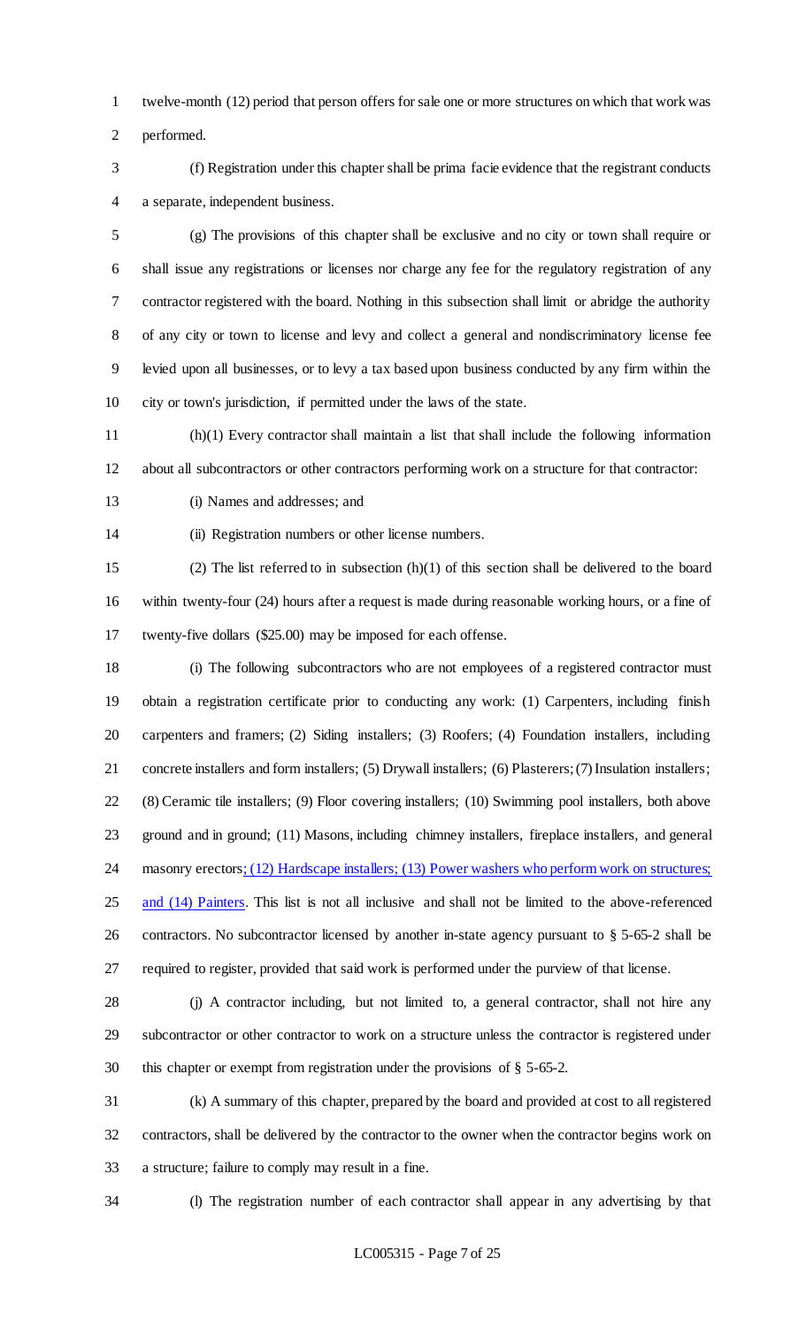twelve-month (12) period that person offers for sale one or more structures on which that work was performed.

(f) Registration under this chapter shall be prima facie evidence that the registrant conducts a separate, independent business.

(g) The provisions of this chapter shall be exclusive and no city or town shall require or shall issue any registrations or licenses nor charge any fee for the regulatory registration of any contractor registered with the board. Nothing in this subsection shall limit or abridge the authority of any city or town to license and levy and collect a general and nondiscriminatory license fee levied upon all businesses, or to levy a tax based upon business conducted by any firm within the city or town's jurisdiction, if permitted under the laws of the state.

(h)(1) Every contractor shall maintain a list that shall include the following information about all subcontractors or other contractors performing work on a structure for that contractor:

(i) Names and addresses; and

(ii) Registration numbers or other license numbers.

(2) The list referred to in subsection (h)(1) of this section shall be delivered to the board within twenty-four (24) hours after a request is made during reasonable working hours, or a fine of twenty-five dollars ($25.00) may be imposed for each offense.

(i) The following subcontractors who are not employees of a registered contractor must obtain a registration certificate prior to conducting any work: (1) Carpenters, including finish carpenters and framers; (2) Siding installers; (3) Roofers; (4) Foundation installers, including concrete installers and form installers; (5) Drywall installers; (6) Plasterers; (7) Insulation installers; (8) Ceramic tile installers; (9) Floor covering installers; (10) Swimming pool installers, both above ground and in ground; (11) Masons, including chimney installers, fireplace installers, and general masonry erectors<u>; (12) Hardscape installers; (13) Power washers who perform work on structures; and (14) Painters</u>. This list is not all inclusive and shall not be limited to the above-referenced contractors. No subcontractor licensed by another in-state agency pursuant to § 5-65-2 shall be required to register, provided that said work is performed under the purview of that license.

(j) A contractor including, but not limited to, a general contractor, shall not hire any subcontractor or other contractor to work on a structure unless the contractor is registered under this chapter or exempt from registration under the provisions of § 5-65-2.

(k) A summary of this chapter, prepared by the board and provided at cost to all registered contractors, shall be delivered by the contractor to the owner when the contractor begins work on a structure; failure to comply may result in a fine.

(l) The registration number of each contractor shall appear in any advertising by that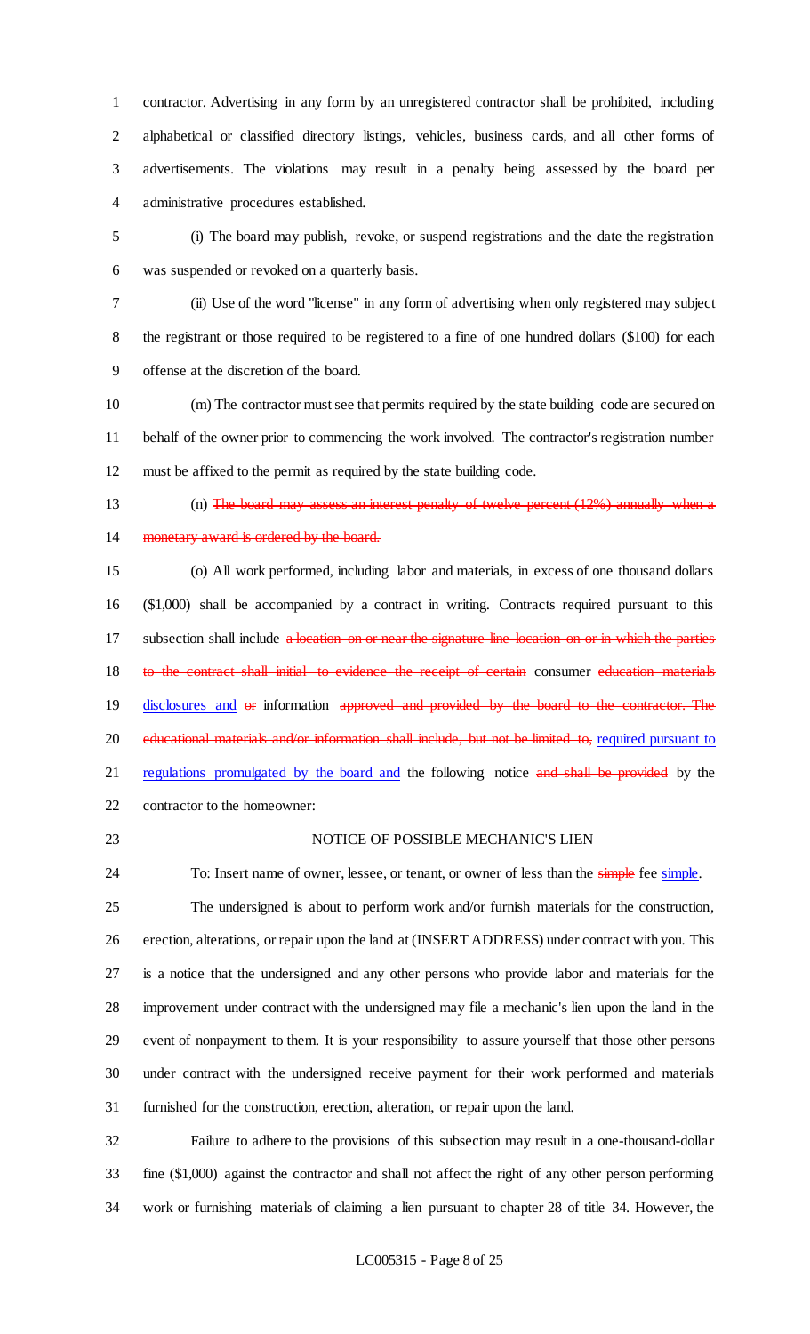contractor. Advertising in any form by an unregistered contractor shall be prohibited, including alphabetical or classified directory listings, vehicles, business cards, and all other forms of advertisements. The violations may result in a penalty being assessed by the board per administrative procedures established.

(i) The board may publish, revoke, or suspend registrations and the date the registration was suspended or revoked on a quarterly basis.

(ii) Use of the word "license" in any form of advertising when only registered may subject the registrant or those required to be registered to a fine of one hundred dollars ($100) for each offense at the discretion of the board.

(m) The contractor must see that permits required by the state building code are secured on behalf of the owner prior to commencing the work involved. The contractor's registration number must be affixed to the permit as required by the state building code.

(n) ~~The board may assess an interest penalty of twelve percent (12%) annually when a monetary award is ordered by the board.~~

(o) All work performed, including labor and materials, in excess of one thousand dollars ($1,000) shall be accompanied by a contract in writing. Contracts required pursuant to this subsection shall include ~~a location on or near the signature line location on or in which the parties to the contract shall initial to evidence the receipt of certain~~ consumer ~~education materials~~ <u>disclosures and</u> ~~or~~ information ~~approved and provided by the board to the contractor. The educational materials and/or information shall include, but not be limited to,~~ <u>required pursuant to regulations promulgated by the board and</u> the following notice ~~and shall be provided~~ by the contractor to the homeowner:

NOTICE OF POSSIBLE MECHANIC'S LIEN

To: Insert name of owner, lessee, or tenant, or owner of less than the ~~simple~~ fee <u>simple</u>.

The undersigned is about to perform work and/or furnish materials for the construction, erection, alterations, or repair upon the land at (INSERT ADDRESS) under contract with you. This is a notice that the undersigned and any other persons who provide labor and materials for the improvement under contract with the undersigned may file a mechanic's lien upon the land in the event of nonpayment to them. It is your responsibility to assure yourself that those other persons under contract with the undersigned receive payment for their work performed and materials furnished for the construction, erection, alteration, or repair upon the land.

Failure to adhere to the provisions of this subsection may result in a one-thousand-dollar fine ($1,000) against the contractor and shall not affect the right of any other person performing work or furnishing materials of claiming a lien pursuant to chapter 28 of title 34. However, the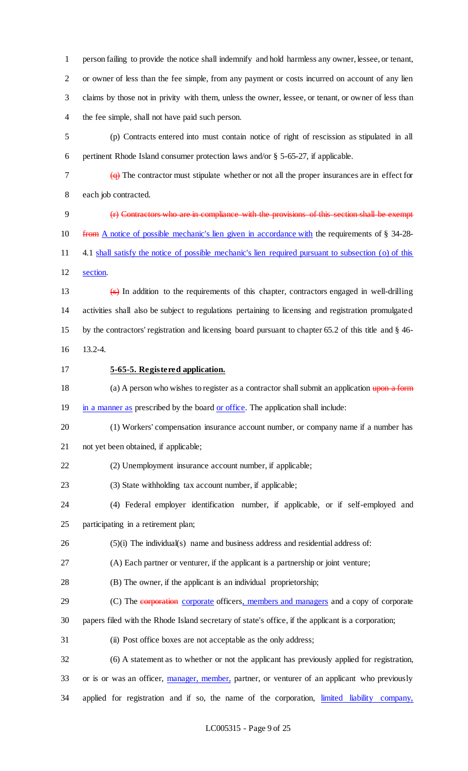person failing to provide the notice shall indemnify and hold harmless any owner, lessee, or tenant, or owner of less than the fee simple, from any payment or costs incurred on account of any lien claims by those not in privity with them, unless the owner, lessee, or tenant, or owner of less than the fee simple, shall not have paid such person.

(p) Contracts entered into must contain notice of right of rescission as stipulated in all pertinent Rhode Island consumer protection laws and/or § 5-65-27, if applicable.

~~(q)~~ The contractor must stipulate whether or not all the proper insurances are in effect for each job contracted.

~~(r) Contractors who are in compliance with the provisions of this section shall be exempt from~~ <u>A notice of possible mechanic's lien given in accordance with</u> the requirements of § 34-28-4.1 <u>shall satisfy the notice of possible mechanic's lien required pursuant to subsection (o) of this section</u>.

~~(s)~~ In addition to the requirements of this chapter, contractors engaged in well-drilling activities shall also be subject to regulations pertaining to licensing and registration promulgated by the contractors' registration and licensing board pursuant to chapter 65.2 of this title and § 46-13.2-4.

**5-65-5. Registered application.**

(a) A person who wishes to register as a contractor shall submit an application ~~upon a form~~ <u>in a manner as</u> prescribed by the board <u>or office</u>. The application shall include:

(1) Workers' compensation insurance account number, or company name if a number has not yet been obtained, if applicable;

(2) Unemployment insurance account number, if applicable;

(3) State withholding tax account number, if applicable;

(4) Federal employer identification number, if applicable, or if self-employed and participating in a retirement plan;

(5)(i) The individual(s) name and business address and residential address of:

(A) Each partner or venturer, if the applicant is a partnership or joint venture;

(B) The owner, if the applicant is an individual proprietorship;

(C) The ~~corporation~~ <u>corporate</u> officers<u>, members and managers</u> and a copy of corporate papers filed with the Rhode Island secretary of state's office, if the applicant is a corporation;

(ii) Post office boxes are not acceptable as the only address;

(6) A statement as to whether or not the applicant has previously applied for registration, or is or was an officer, <u>manager, member,</u> partner, or venturer of an applicant who previously applied for registration and if so, the name of the corporation, <u>limited liability company,</u>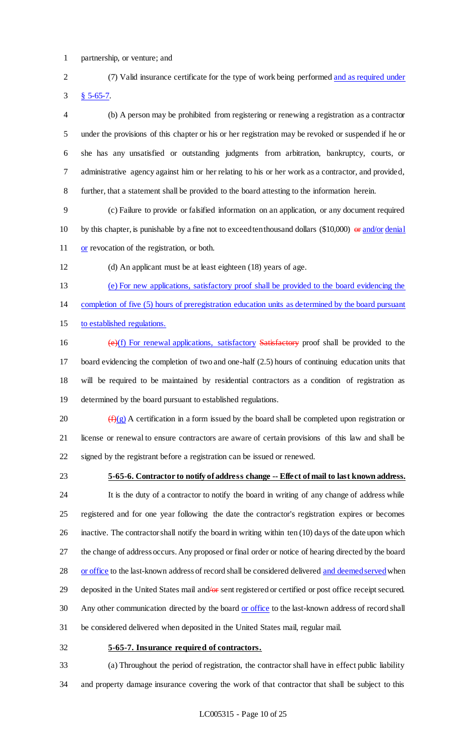partnership, or venture; and

(7) Valid insurance certificate for the type of work being performed and as required under § 5-65-7.

(b) A person may be prohibited from registering or renewing a registration as a contractor under the provisions of this chapter or his or her registration may be revoked or suspended if he or she has any unsatisfied or outstanding judgments from arbitration, bankruptcy, courts, or administrative agency against him or her relating to his or her work as a contractor, and provided, further, that a statement shall be provided to the board attesting to the information herein.

(c) Failure to provide or falsified information on an application, or any document required by this chapter, is punishable by a fine not to exceed ten thousand dollars ($10,000) ~~or~~ and/or denial or revocation of the registration, or both.

(d) An applicant must be at least eighteen (18) years of age.

(e) For new applications, satisfactory proof shall be provided to the board evidencing the completion of five (5) hours of preregistration education units as determined by the board pursuant to established regulations.

~~(e)~~(f) For renewal applications, satisfactory ~~Satisfactory~~ proof shall be provided to the board evidencing the completion of two and one-half (2.5) hours of continuing education units that will be required to be maintained by residential contractors as a condition of registration as determined by the board pursuant to established regulations.

~~(f)~~(g) A certification in a form issued by the board shall be completed upon registration or license or renewal to ensure contractors are aware of certain provisions of this law and shall be signed by the registrant before a registration can be issued or renewed.

**5-65-6. Contractor to notify of address change -- Effect of mail to last known address.**

It is the duty of a contractor to notify the board in writing of any change of address while registered and for one year following the date the contractor's registration expires or becomes inactive. The contractor shall notify the board in writing within ten (10) days of the date upon which the change of address occurs. Any proposed or final order or notice of hearing directed by the board or office to the last-known address of record shall be considered delivered and deemed served when deposited in the United States mail and~~/or~~ sent registered or certified or post office receipt secured. Any other communication directed by the board or office to the last-known address of record shall be considered delivered when deposited in the United States mail, regular mail.

**5-65-7. Insurance required of contractors.**

(a) Throughout the period of registration, the contractor shall have in effect public liability and property damage insurance covering the work of that contractor that shall be subject to this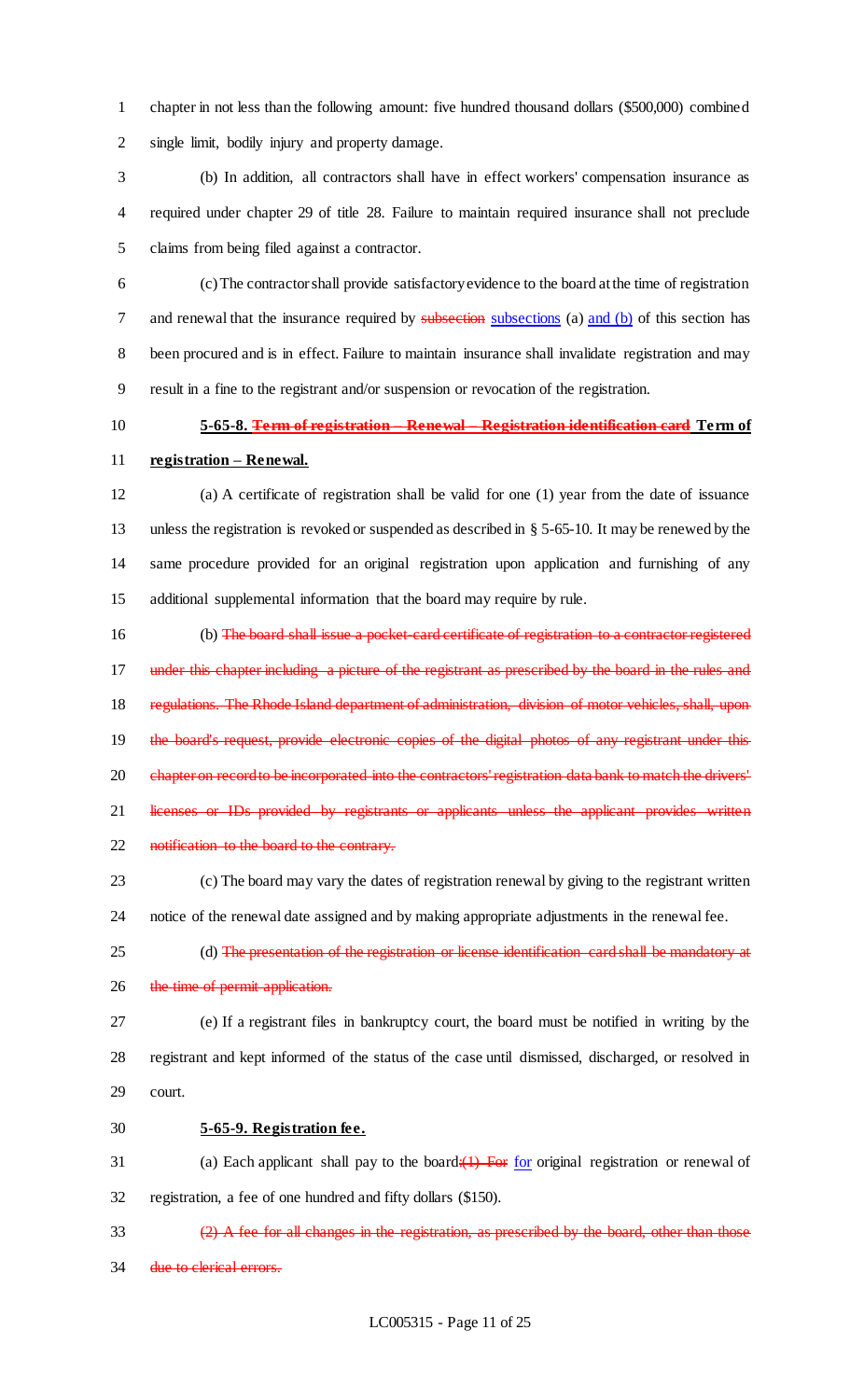chapter in not less than the following amount: five hundred thousand dollars ($500,000) combined single limit, bodily injury and property damage.

(b) In addition, all contractors shall have in effect workers' compensation insurance as required under chapter 29 of title 28. Failure to maintain required insurance shall not preclude claims from being filed against a contractor.

(c) The contractor shall provide satisfactory evidence to the board at the time of registration and renewal that the insurance required by ~~subsection~~ subsections (a) and (b) of this section has been procured and is in effect. Failure to maintain insurance shall invalidate registration and may result in a fine to the registrant and/or suspension or revocation of the registration.

**5-65-8. ~~Term of registration – Renewal – Registration identification card~~ Term of registration – Renewal.**

(a) A certificate of registration shall be valid for one (1) year from the date of issuance unless the registration is revoked or suspended as described in § 5-65-10. It may be renewed by the same procedure provided for an original registration upon application and furnishing of any additional supplemental information that the board may require by rule.

(b) ~~The board shall issue a pocket-card certificate of registration to a contractor registered under this chapter including a picture of the registrant as prescribed by the board in the rules and regulations. The Rhode Island department of administration, division of motor vehicles, shall, upon the board's request, provide electronic copies of the digital photos of any registrant under this chapter on record to be incorporated into the contractors' registration data bank to match the drivers' licenses or IDs provided by registrants or applicants unless the applicant provides written notification to the board to the contrary.~~

(c) The board may vary the dates of registration renewal by giving to the registrant written notice of the renewal date assigned and by making appropriate adjustments in the renewal fee.

(d) ~~The presentation of the registration or license identification card shall be mandatory at the time of permit application.~~

(e) If a registrant files in bankruptcy court, the board must be notified in writing by the registrant and kept informed of the status of the case until dismissed, discharged, or resolved in court.

**5-65-9. Registration fee.**

(a) Each applicant shall pay to the board~~:(1) For~~ for original registration or renewal of registration, a fee of one hundred and fifty dollars ($150).

~~(2) A fee for all changes in the registration, as prescribed by the board, other than those due to clerical errors.~~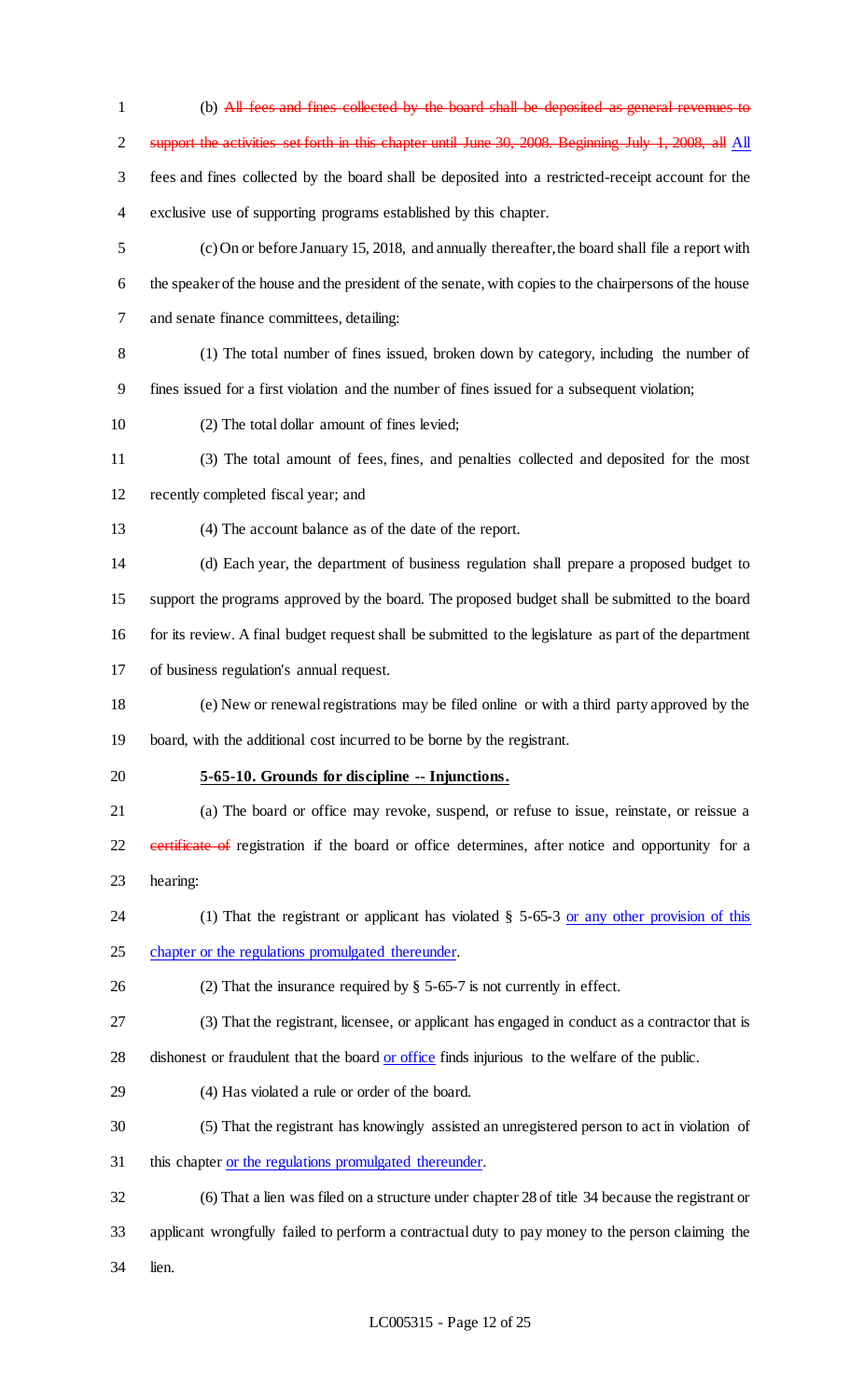(b) ~~All fees and fines collected by the board shall be deposited as general revenues to support the activities set forth in this chapter until June 30, 2008. Beginning July 1, 2008, all~~ <u>All</u> fees and fines collected by the board shall be deposited into a restricted-receipt account for the exclusive use of supporting programs established by this chapter.

(c) On or before January 15, 2018, and annually thereafter, the board shall file a report with the speaker of the house and the president of the senate, with copies to the chairpersons of the house and senate finance committees, detailing:

(1) The total number of fines issued, broken down by category, including the number of fines issued for a first violation and the number of fines issued for a subsequent violation;

(2) The total dollar amount of fines levied;

(3) The total amount of fees, fines, and penalties collected and deposited for the most recently completed fiscal year; and

(4) The account balance as of the date of the report.

(d) Each year, the department of business regulation shall prepare a proposed budget to support the programs approved by the board. The proposed budget shall be submitted to the board for its review. A final budget request shall be submitted to the legislature as part of the department of business regulation's annual request.

(e) New or renewal registrations may be filed online or with a third party approved by the board, with the additional cost incurred to be borne by the registrant.

**5-65-10. Grounds for discipline -- Injunctions.**

(a) The board or office may revoke, suspend, or refuse to issue, reinstate, or reissue a ~~certificate of~~ registration if the board or office determines, after notice and opportunity for a hearing:

(1) That the registrant or applicant has violated § 5-65-3 <u>or any other provision of this chapter or the regulations promulgated thereunder</u>.

(2) That the insurance required by § 5-65-7 is not currently in effect.

(3) That the registrant, licensee, or applicant has engaged in conduct as a contractor that is dishonest or fraudulent that the board <u>or office</u> finds injurious to the welfare of the public.

(4) Has violated a rule or order of the board.

(5) That the registrant has knowingly assisted an unregistered person to act in violation of this chapter <u>or the regulations promulgated thereunder</u>.

(6) That a lien was filed on a structure under chapter 28 of title 34 because the registrant or applicant wrongfully failed to perform a contractual duty to pay money to the person claiming the lien.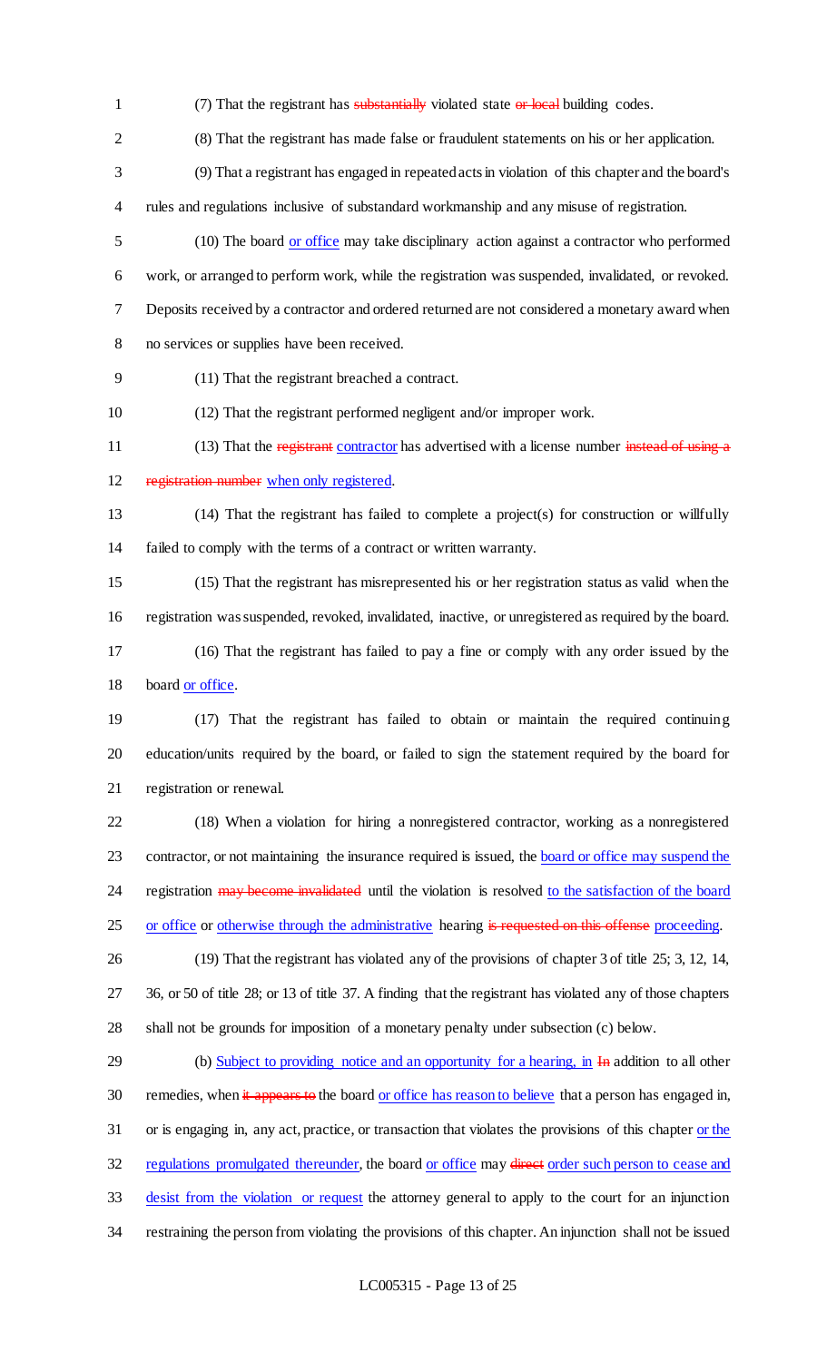(7) That the registrant has ~~substantially~~ violated state ~~or local~~ building codes.

(8) That the registrant has made false or fraudulent statements on his or her application.

(9) That a registrant has engaged in repeated acts in violation of this chapter and the board's rules and regulations inclusive of substandard workmanship and any misuse of registration.

(10) The board <u>or office</u> may take disciplinary action against a contractor who performed work, or arranged to perform work, while the registration was suspended, invalidated, or revoked. Deposits received by a contractor and ordered returned are not considered a monetary award when no services or supplies have been received.

(11) That the registrant breached a contract.

(12) That the registrant performed negligent and/or improper work.

(13) That the ~~registrant~~ <u>contractor</u> has advertised with a license number ~~instead of using a registration number~~ <u>when only registered</u>.

(14) That the registrant has failed to complete a project(s) for construction or willfully failed to comply with the terms of a contract or written warranty.

(15) That the registrant has misrepresented his or her registration status as valid when the registration was suspended, revoked, invalidated, inactive, or unregistered as required by the board.

(16) That the registrant has failed to pay a fine or comply with any order issued by the board <u>or office</u>.

(17) That the registrant has failed to obtain or maintain the required continuing education/units required by the board, or failed to sign the statement required by the board for registration or renewal.

(18) When a violation for hiring a nonregistered contractor, working as a nonregistered contractor, or not maintaining the insurance required is issued, the <u>board or office may suspend the</u> registration ~~may become invalidated~~ until the violation is resolved <u>to the satisfaction of the board or office</u> or <u>otherwise through the administrative</u> hearing ~~is requested on this offense~~ <u>proceeding</u>.

(19) That the registrant has violated any of the provisions of chapter 3 of title 25; 3, 12, 14, 36, or 50 of title 28; or 13 of title 37. A finding that the registrant has violated any of those chapters shall not be grounds for imposition of a monetary penalty under subsection (c) below.

(b) <u>Subject to providing notice and an opportunity for a hearing, in</u> ~~In~~ addition to all other remedies, when ~~it appears to~~ the board <u>or office has reason to believe</u> that a person has engaged in, or is engaging in, any act, practice, or transaction that violates the provisions of this chapter <u>or the regulations promulgated thereunder</u>, the board <u>or office</u> may ~~direct~~ <u>order such person to cease and desist from the violation or request</u> the attorney general to apply to the court for an injunction restraining the person from violating the provisions of this chapter. An injunction shall not be issued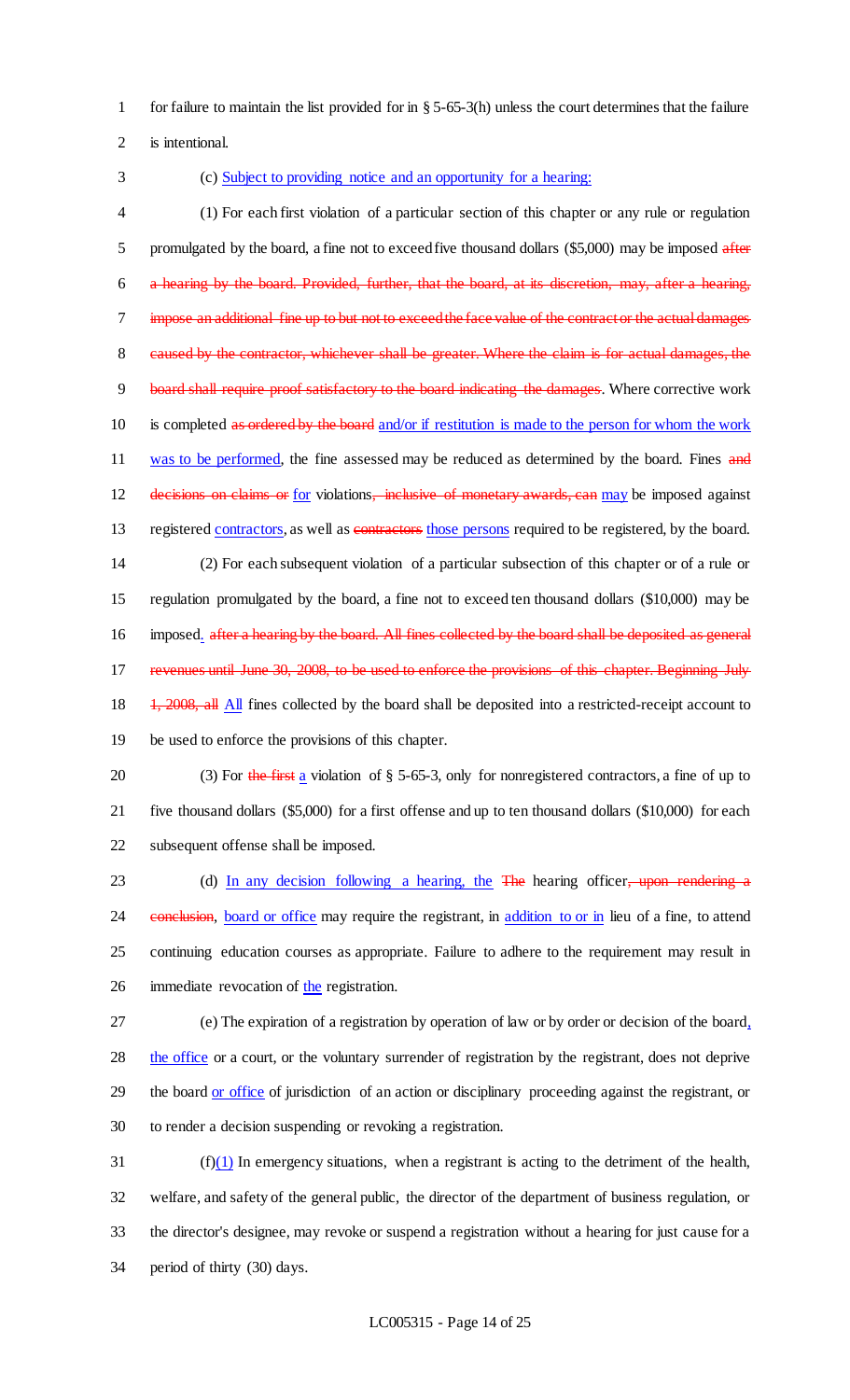for failure to maintain the list provided for in § 5-65-3(h) unless the court determines that the failure is intentional.

(c) Subject to providing notice and an opportunity for a hearing:

(1) For each first violation of a particular section of this chapter or any rule or regulation promulgated by the board, a fine not to exceed five thousand dollars ($5,000) may be imposed ~~after a hearing by the board. Provided, further, that the board, at its discretion, may, after a hearing, impose an additional fine up to but not to exceed the face value of the contract or the actual damages caused by the contractor, whichever shall be greater. Where the claim is for actual damages, the board shall require proof satisfactory to the board indicating the damages~~. Where corrective work is completed ~~as ordered by the board~~ and/or if restitution is made to the person for whom the work was to be performed, the fine assessed may be reduced as determined by the board. Fines ~~and decisions on claims or~~ for violations~~, inclusive of monetary awards, can~~ may be imposed against registered contractors, as well as ~~contractors~~ those persons required to be registered, by the board.

(2) For each subsequent violation of a particular subsection of this chapter or of a rule or regulation promulgated by the board, a fine not to exceed ten thousand dollars ($10,000) may be imposed. ~~after a hearing by the board. All fines collected by the board shall be deposited as general revenues until June 30, 2008, to be used to enforce the provisions of this chapter. Beginning July 1, 2008, all~~ All fines collected by the board shall be deposited into a restricted-receipt account to be used to enforce the provisions of this chapter.

(3) For ~~the first~~ a violation of § 5-65-3, only for nonregistered contractors, a fine of up to five thousand dollars ($5,000) for a first offense and up to ten thousand dollars ($10,000) for each subsequent offense shall be imposed.

(d) In any decision following a hearing, the ~~The~~ hearing officer~~, upon rendering a conclusion~~, board or office may require the registrant, in addition to or in lieu of a fine, to attend continuing education courses as appropriate. Failure to adhere to the requirement may result in immediate revocation of the registration.

(e) The expiration of a registration by operation of law or by order or decision of the board, the office or a court, or the voluntary surrender of registration by the registrant, does not deprive the board or office of jurisdiction of an action or disciplinary proceeding against the registrant, or to render a decision suspending or revoking a registration.

(f)(1) In emergency situations, when a registrant is acting to the detriment of the health, welfare, and safety of the general public, the director of the department of business regulation, or the director's designee, may revoke or suspend a registration without a hearing for just cause for a period of thirty (30) days.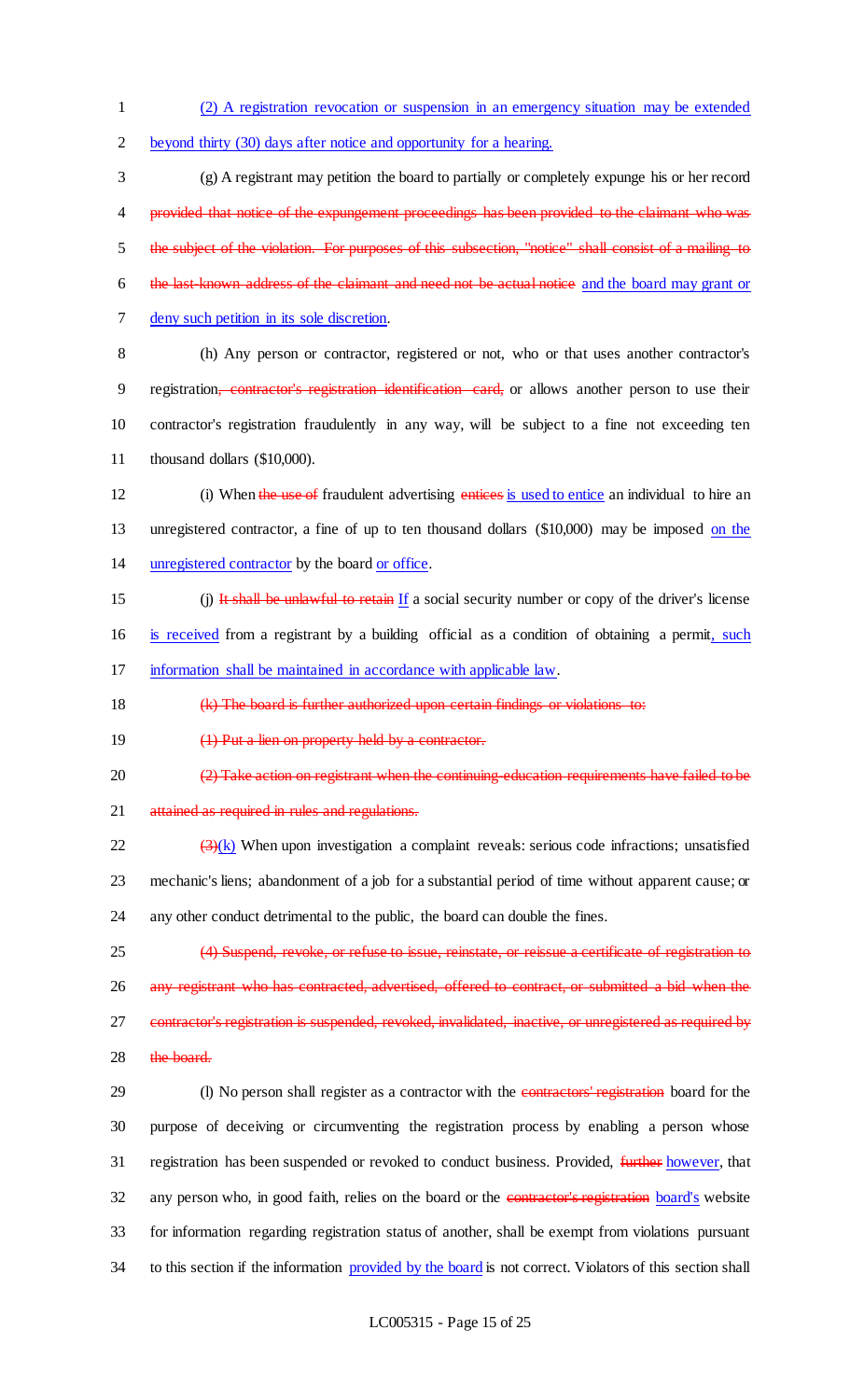(2) A registration revocation or suspension in an emergency situation may be extended beyond thirty (30) days after notice and opportunity for a hearing.

(g) A registrant may petition the board to partially or completely expunge his or her record ~~provided that notice of the expungement proceedings has been provided to the claimant who was the subject of the violation. For purposes of this subsection, "notice" shall consist of a mailing to the last-known address of the claimant and need not be actual notice~~ and the board may grant or deny such petition in its sole discretion.

(h) Any person or contractor, registered or not, who or that uses another contractor's registration~~, contractor's registration identification card,~~ or allows another person to use their contractor's registration fraudulently in any way, will be subject to a fine not exceeding ten thousand dollars ($10,000).

(i) When ~~the use of~~ fraudulent advertising ~~entices~~ is used to entice an individual to hire an unregistered contractor, a fine of up to ten thousand dollars ($10,000) may be imposed on the unregistered contractor by the board or office.

(j) ~~It shall be unlawful to retain~~ If a social security number or copy of the driver's license is received from a registrant by a building official as a condition of obtaining a permit, such information shall be maintained in accordance with applicable law.

~~(k) The board is further authorized upon certain findings or violations to:~~

~~(1) Put a lien on property held by a contractor.~~

~~(2) Take action on registrant when the continuing-education requirements have failed to be attained as required in rules and regulations.~~

~~(3)~~(k) When upon investigation a complaint reveals: serious code infractions; unsatisfied mechanic's liens; abandonment of a job for a substantial period of time without apparent cause; or any other conduct detrimental to the public, the board can double the fines.

~~(4) Suspend, revoke, or refuse to issue, reinstate, or reissue a certificate of registration to any registrant who has contracted, advertised, offered to contract, or submitted a bid when the contractor's registration is suspended, revoked, invalidated, inactive, or unregistered as required by the board.~~

(l) No person shall register as a contractor with the ~~contractors' registration~~ board for the purpose of deceiving or circumventing the registration process by enabling a person whose registration has been suspended or revoked to conduct business. Provided, ~~further~~ however, that any person who, in good faith, relies on the board or the ~~contractor's registration~~ board's website for information regarding registration status of another, shall be exempt from violations pursuant to this section if the information provided by the board is not correct. Violators of this section shall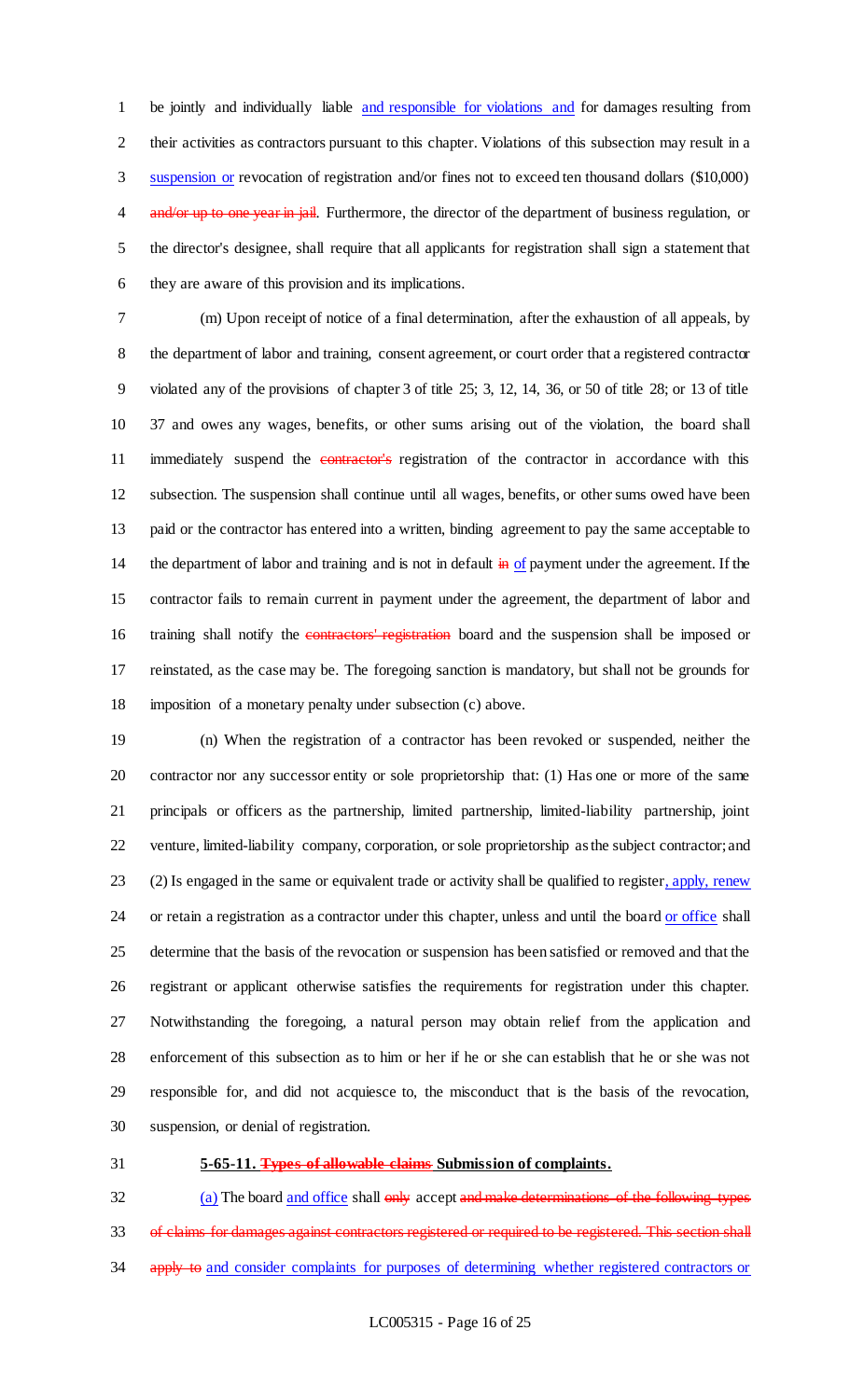be jointly and individually liable and responsible for violations and for damages resulting from their activities as contractors pursuant to this chapter. Violations of this subsection may result in a suspension or revocation of registration and/or fines not to exceed ten thousand dollars ($10,000) ~~and/or up to one year in jail~~. Furthermore, the director of the department of business regulation, or the director's designee, shall require that all applicants for registration shall sign a statement that they are aware of this provision and its implications.

(m) Upon receipt of notice of a final determination, after the exhaustion of all appeals, by the department of labor and training, consent agreement, or court order that a registered contractor violated any of the provisions of chapter 3 of title 25; 3, 12, 14, 36, or 50 of title 28; or 13 of title 37 and owes any wages, benefits, or other sums arising out of the violation, the board shall immediately suspend the ~~contractor's~~ registration of the contractor in accordance with this subsection. The suspension shall continue until all wages, benefits, or other sums owed have been paid or the contractor has entered into a written, binding agreement to pay the same acceptable to the department of labor and training and is not in default ~~in~~ of payment under the agreement. If the contractor fails to remain current in payment under the agreement, the department of labor and training shall notify the ~~contractors' registration~~ board and the suspension shall be imposed or reinstated, as the case may be. The foregoing sanction is mandatory, but shall not be grounds for imposition of a monetary penalty under subsection (c) above.

(n) When the registration of a contractor has been revoked or suspended, neither the contractor nor any successor entity or sole proprietorship that: (1) Has one or more of the same principals or officers as the partnership, limited partnership, limited-liability partnership, joint venture, limited-liability company, corporation, or sole proprietorship as the subject contractor; and (2) Is engaged in the same or equivalent trade or activity shall be qualified to register, apply, renew or retain a registration as a contractor under this chapter, unless and until the board or office shall determine that the basis of the revocation or suspension has been satisfied or removed and that the registrant or applicant otherwise satisfies the requirements for registration under this chapter. Notwithstanding the foregoing, a natural person may obtain relief from the application and enforcement of this subsection as to him or her if he or she can establish that he or she was not responsible for, and did not acquiesce to, the misconduct that is the basis of the revocation, suspension, or denial of registration.

**5-65-11. ~~Types of allowable claims~~ Submission of complaints.**

(a) The board and office shall ~~only~~ accept ~~and make determinations of the following types of claims for damages against contractors registered or required to be registered. This section shall apply to~~ and consider complaints for purposes of determining whether registered contractors or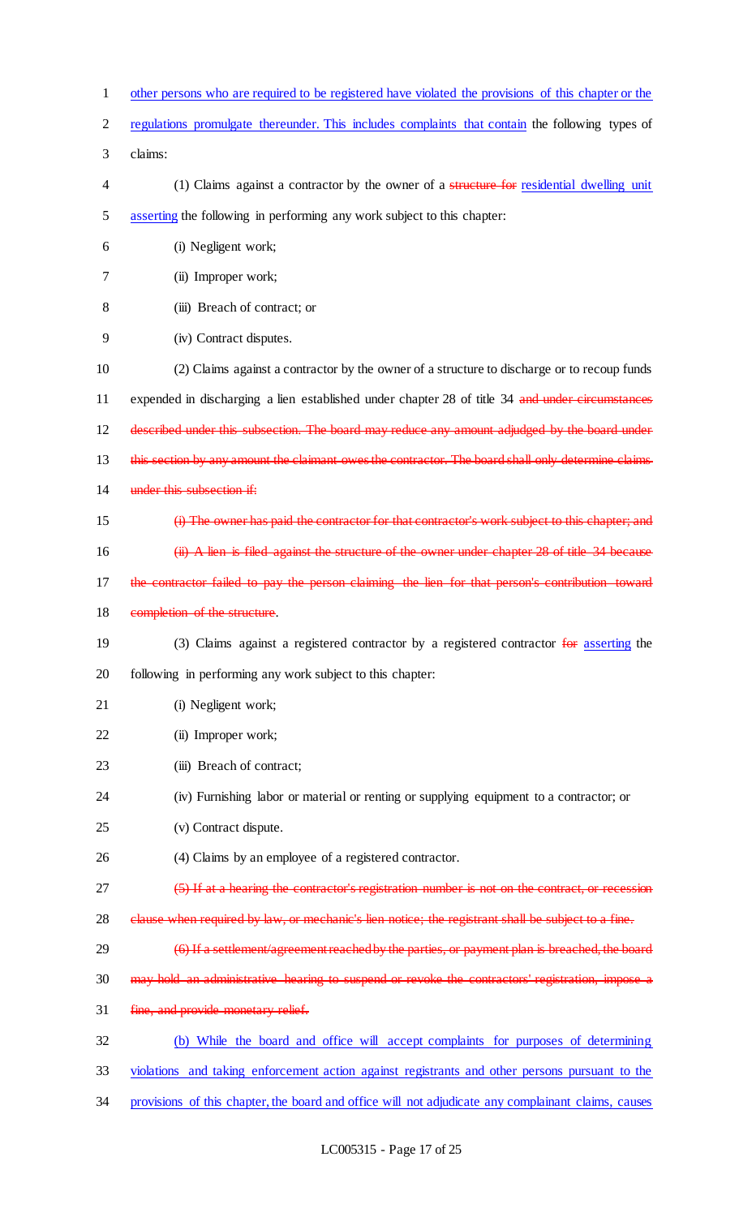<u>other persons who are required to be registered have violated the provisions of this chapter or the regulations promulgate thereunder. This includes complaints that contain</u> the following types of claims:

(1) Claims against a contractor by the owner of a ~~structure for~~ <u>residential dwelling unit asserting</u> the following in performing any work subject to this chapter:

(i) Negligent work;

(ii) Improper work;

(iii) Breach of contract; or

(iv) Contract disputes.

(2) Claims against a contractor by the owner of a structure to discharge or to recoup funds expended in discharging a lien established under chapter 28 of title 34 ~~and under circumstances described under this subsection. The board may reduce any amount adjudged by the board under this section by any amount the claimant owes the contractor. The board shall only determine claims under this subsection if:~~

~~(i) The owner has paid the contractor for that contractor's work subject to this chapter; and~~

~~(ii) A lien is filed against the structure of the owner under chapter 28 of title 34 because the contractor failed to pay the person claiming the lien for that person's contribution toward completion of the structure~~.

(3) Claims against a registered contractor by a registered contractor ~~for~~ <u>asserting</u> the following in performing any work subject to this chapter:

(i) Negligent work;

(ii) Improper work;

(iii) Breach of contract;

(iv) Furnishing labor or material or renting or supplying equipment to a contractor; or

(v) Contract dispute.

(4) Claims by an employee of a registered contractor.

~~(5) If at a hearing the contractor's registration number is not on the contract, or recession clause when required by law, or mechanic's lien notice; the registrant shall be subject to a fine.~~

~~(6) If a settlement/agreement reached by the parties, or payment plan is breached, the board may hold an administrative hearing to suspend or revoke the contractors' registration, impose a fine, and provide monetary relief.~~

<u>(b) While the board and office will accept complaints for purposes of determining violations and taking enforcement action against registrants and other persons pursuant to the provisions of this chapter, the board and office will not adjudicate any complainant claims, causes</u>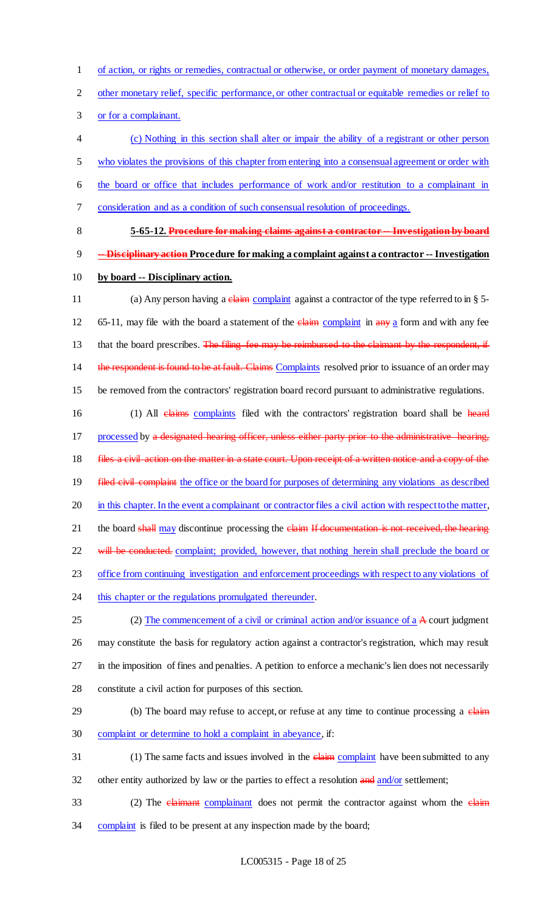of action, or rights or remedies, contractual or otherwise, or order payment of monetary damages, other monetary relief, specific performance, or other contractual or equitable remedies or relief to or for a complainant.

(c) Nothing in this section shall alter or impair the ability of a registrant or other person who violates the provisions of this chapter from entering into a consensual agreement or order with the board or office that includes performance of work and/or restitution to a complainant in consideration and as a condition of such consensual resolution of proceedings.

**5-65-12. ~~Procedure for making claims against a contractor -- Investigation by board -- Disciplinary action~~ Procedure for making a complaint against a contractor -- Investigation by board -- Disciplinary action.**

(a) Any person having a ~~claim~~ complaint against a contractor of the type referred to in § 5-65-11, may file with the board a statement of the ~~claim~~ complaint in ~~any~~ a form and with any fee that the board prescribes. ~~The filing fee may be reimbursed to the claimant by the respondent, if the respondent is found to be at fault. Claims~~ Complaints resolved prior to issuance of an order may be removed from the contractors' registration board record pursuant to administrative regulations.

(1) All ~~claims~~ complaints filed with the contractors' registration board shall be ~~heard~~ processed by ~~a designated hearing officer, unless either party prior to the administrative hearing, files a civil action on the matter in a state court. Upon receipt of a written notice and a copy of the filed civil complaint~~ the office or the board for purposes of determining any violations as described in this chapter. In the event a complainant or contractor files a civil action with respect to the matter, the board ~~shall~~ may discontinue processing the ~~claim If documentation is not received, the hearing will be conducted.~~ complaint; provided, however, that nothing herein shall preclude the board or office from continuing investigation and enforcement proceedings with respect to any violations of this chapter or the regulations promulgated thereunder.

(2) The commencement of a civil or criminal action and/or issuance of a ~~A~~ court judgment may constitute the basis for regulatory action against a contractor's registration, which may result in the imposition of fines and penalties. A petition to enforce a mechanic's lien does not necessarily constitute a civil action for purposes of this section.

(b) The board may refuse to accept, or refuse at any time to continue processing a ~~claim~~ complaint or determine to hold a complaint in abeyance, if:

(1) The same facts and issues involved in the ~~claim~~ complaint have been submitted to any other entity authorized by law or the parties to effect a resolution ~~and~~ and/or settlement;

(2) The ~~claimant~~ complainant does not permit the contractor against whom the ~~claim~~ complaint is filed to be present at any inspection made by the board;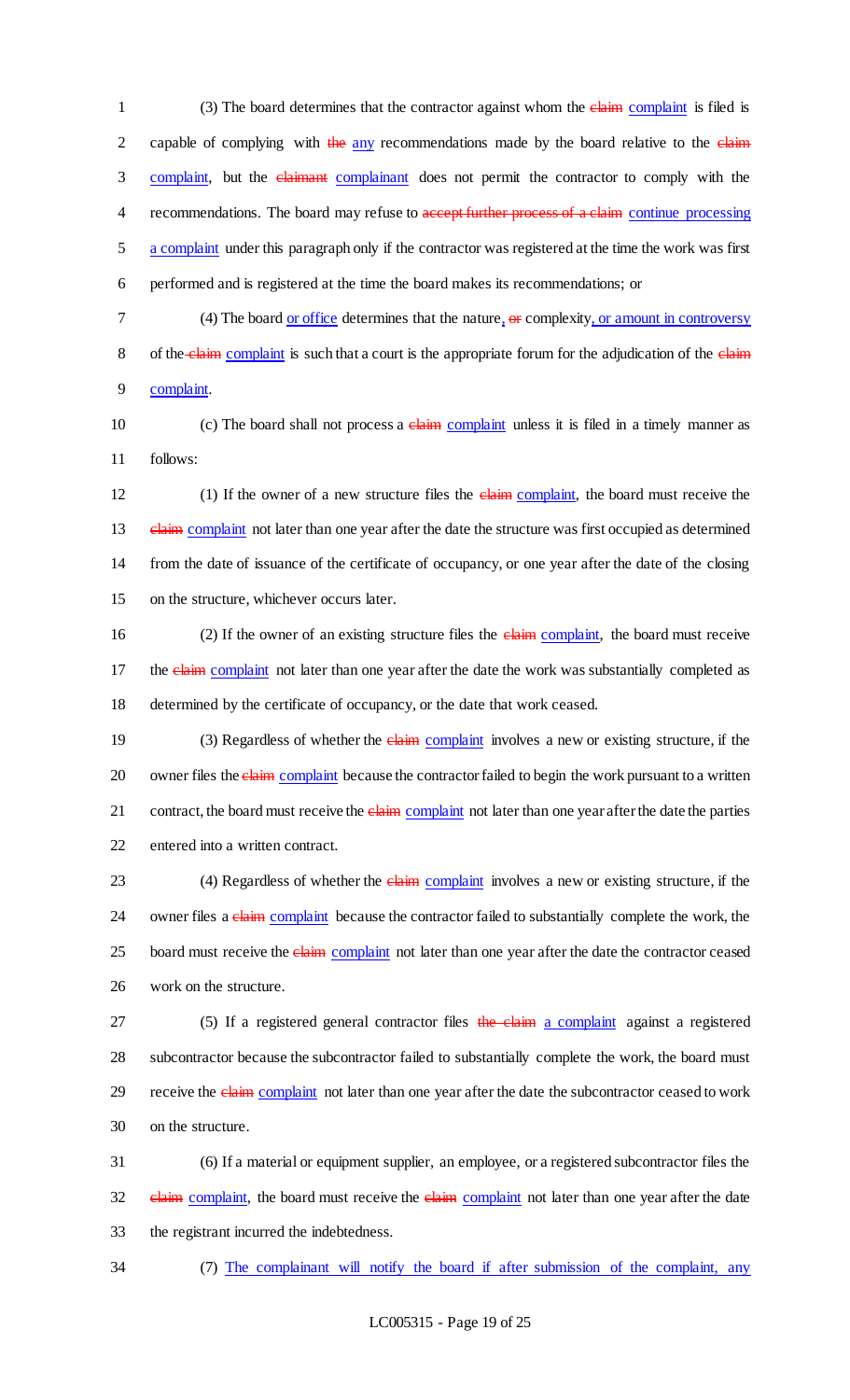(3) The board determines that the contractor against whom the ~~claim~~ <u>complaint</u> is filed is capable of complying with ~~the~~ <u>any</u> recommendations made by the board relative to the ~~claim~~ <u>complaint</u>, but the ~~claimant~~ <u>complainant</u> does not permit the contractor to comply with the recommendations. The board may refuse to ~~accept further process of a claim~~ <u>continue processing a complaint</u> under this paragraph only if the contractor was registered at the time the work was first performed and is registered at the time the board makes its recommendations; or

(4) The board <u>or office</u> determines that the nature<u>,</u> ~~or~~ complexity<u>, or amount in controversy</u> of the ~~claim~~ <u>complaint</u> is such that a court is the appropriate forum for the adjudication of the ~~claim~~ <u>complaint</u>.

(c) The board shall not process a ~~claim~~ <u>complaint</u> unless it is filed in a timely manner as follows:

(1) If the owner of a new structure files the ~~claim~~ <u>complaint</u>, the board must receive the ~~claim~~ <u>complaint</u> not later than one year after the date the structure was first occupied as determined from the date of issuance of the certificate of occupancy, or one year after the date of the closing on the structure, whichever occurs later.

(2) If the owner of an existing structure files the ~~claim~~ <u>complaint</u>, the board must receive the ~~claim~~ <u>complaint</u> not later than one year after the date the work was substantially completed as determined by the certificate of occupancy, or the date that work ceased.

(3) Regardless of whether the ~~claim~~ <u>complaint</u> involves a new or existing structure, if the owner files the ~~claim~~ <u>complaint</u> because the contractor failed to begin the work pursuant to a written contract, the board must receive the ~~claim~~ <u>complaint</u> not later than one year after the date the parties entered into a written contract.

(4) Regardless of whether the ~~claim~~ <u>complaint</u> involves a new or existing structure, if the owner files a ~~claim~~ <u>complaint</u> because the contractor failed to substantially complete the work, the board must receive the ~~claim~~ <u>complaint</u> not later than one year after the date the contractor ceased work on the structure.

(5) If a registered general contractor files ~~the claim~~ <u>a complaint</u> against a registered subcontractor because the subcontractor failed to substantially complete the work, the board must receive the ~~claim~~ <u>complaint</u> not later than one year after the date the subcontractor ceased to work on the structure.

(6) If a material or equipment supplier, an employee, or a registered subcontractor files the ~~claim~~ <u>complaint</u>, the board must receive the ~~claim~~ <u>complaint</u> not later than one year after the date the registrant incurred the indebtedness.

(7) <u>The complainant will notify the board if after submission of the complaint, any</u>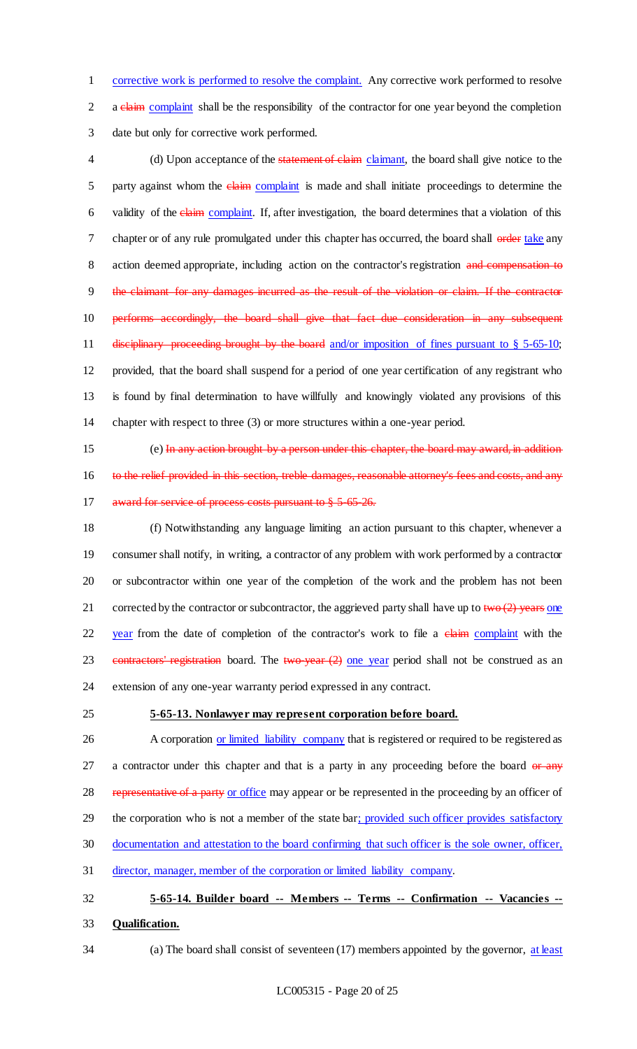corrective work is performed to resolve the complaint. Any corrective work performed to resolve a ~~claim~~ complaint shall be the responsibility of the contractor for one year beyond the completion date but only for corrective work performed.

(d) Upon acceptance of the ~~statement of claim~~ claimant, the board shall give notice to the party against whom the ~~claim~~ complaint is made and shall initiate proceedings to determine the validity of the ~~claim~~ complaint. If, after investigation, the board determines that a violation of this chapter or of any rule promulgated under this chapter has occurred, the board shall ~~order~~ take any action deemed appropriate, including action on the contractor's registration ~~and compensation to the claimant for any damages incurred as the result of the violation or claim. If the contractor performs accordingly, the board shall give that fact due consideration in any subsequent disciplinary proceeding brought by the board~~ and/or imposition of fines pursuant to § 5-65-10; provided, that the board shall suspend for a period of one year certification of any registrant who is found by final determination to have willfully and knowingly violated any provisions of this chapter with respect to three (3) or more structures within a one-year period.

(e) ~~In any action brought by a person under this chapter, the board may award, in addition to the relief provided in this section, treble damages, reasonable attorney's fees and costs, and any award for service of process costs pursuant to § 5-65-26.~~

(f) Notwithstanding any language limiting an action pursuant to this chapter, whenever a consumer shall notify, in writing, a contractor of any problem with work performed by a contractor or subcontractor within one year of the completion of the work and the problem has not been corrected by the contractor or subcontractor, the aggrieved party shall have up to ~~two (2) years~~ one year from the date of completion of the contractor's work to file a ~~claim~~ complaint with the ~~contractors' registration~~ board. The ~~two-year (2)~~ one year period shall not be construed as an extension of any one-year warranty period expressed in any contract.

**5-65-13. Nonlawyer may represent corporation before board.**

A corporation or limited liability company that is registered or required to be registered as a contractor under this chapter and that is a party in any proceeding before the board ~~or any representative of a party~~ or office may appear or be represented in the proceeding by an officer of the corporation who is not a member of the state bar; provided such officer provides satisfactory documentation and attestation to the board confirming that such officer is the sole owner, officer, director, manager, member of the corporation or limited liability company.

**5-65-14. Builder board -- Members -- Terms -- Confirmation -- Vacancies -- Qualification.**

(a) The board shall consist of seventeen (17) members appointed by the governor, at least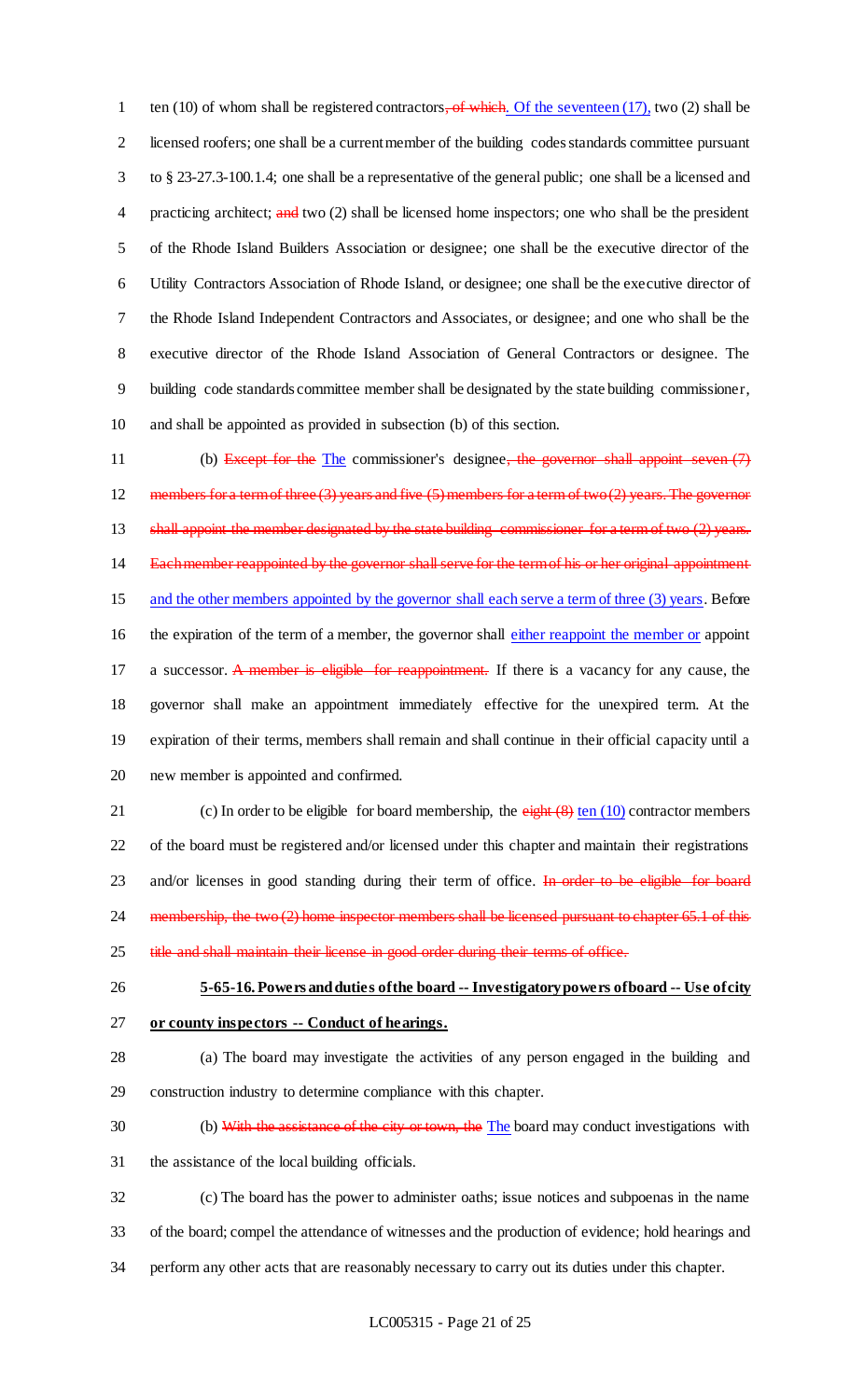ten (10) of whom shall be registered contractors~~, of which~~. Of the seventeen (17), two (2) shall be licensed roofers; one shall be a current member of the building codes standards committee pursuant to § 23-27.3-100.1.4; one shall be a representative of the general public; one shall be a licensed and practicing architect; ~~and~~ two (2) shall be licensed home inspectors; one who shall be the president of the Rhode Island Builders Association or designee; one shall be the executive director of the Utility Contractors Association of Rhode Island, or designee; one shall be the executive director of the Rhode Island Independent Contractors and Associates, or designee; and one who shall be the executive director of the Rhode Island Association of General Contractors or designee. The building code standards committee member shall be designated by the state building commissioner, and shall be appointed as provided in subsection (b) of this section.

(b) ~~Except for the~~ The commissioner's designee~~, the governor shall appoint seven (7) members for a term of three (3) years and five (5) members for a term of two (2) years. The governor shall appoint the member designated by the state building commissioner for a term of two (2) years. Each member reappointed by the governor shall serve for the term of his or her original appointment~~ and the other members appointed by the governor shall each serve a term of three (3) years. Before the expiration of the term of a member, the governor shall either reappoint the member or appoint a successor. ~~A member is eligible for reappointment.~~ If there is a vacancy for any cause, the governor shall make an appointment immediately effective for the unexpired term. At the expiration of their terms, members shall remain and shall continue in their official capacity until a new member is appointed and confirmed.

(c) In order to be eligible for board membership, the ~~eight (8)~~ ten (10) contractor members of the board must be registered and/or licensed under this chapter and maintain their registrations and/or licenses in good standing during their term of office. ~~In order to be eligible for board membership, the two (2) home inspector members shall be licensed pursuant to chapter 65.1 of this title and shall maintain their license in good order during their terms of office.~~

**5-65-16. Powers and duties of the board -- Investigatory powers of board -- Use of city or county inspectors -- Conduct of hearings.**

(a) The board may investigate the activities of any person engaged in the building and construction industry to determine compliance with this chapter.

(b) ~~With the assistance of the city or town, the~~ The board may conduct investigations with the assistance of the local building officials.

(c) The board has the power to administer oaths; issue notices and subpoenas in the name of the board; compel the attendance of witnesses and the production of evidence; hold hearings and perform any other acts that are reasonably necessary to carry out its duties under this chapter.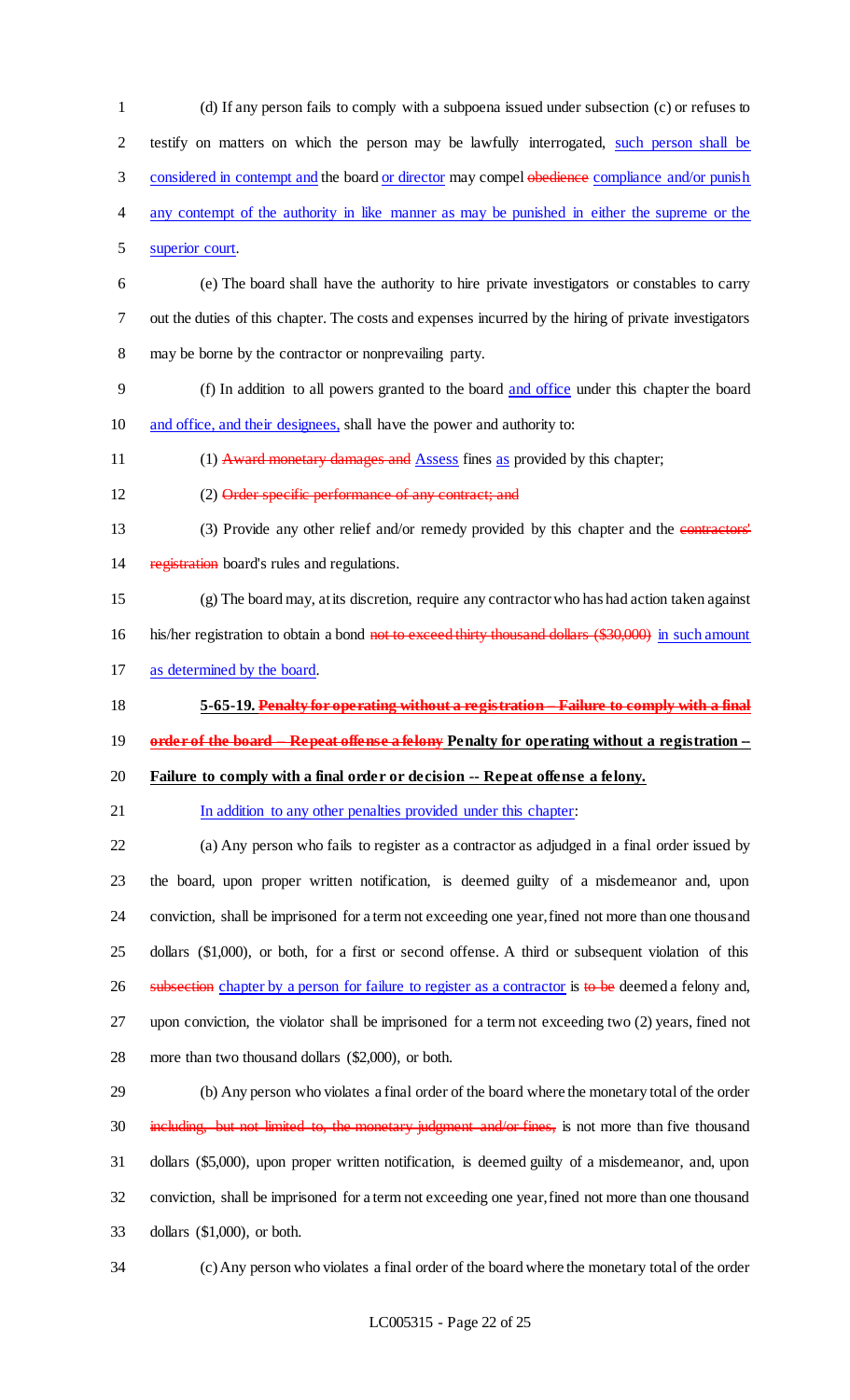(d) If any person fails to comply with a subpoena issued under subsection (c) or refuses to testify on matters on which the person may be lawfully interrogated, such person shall be considered in contempt and the board or director may compel ~~obedience~~ compliance and/or punish any contempt of the authority in like manner as may be punished in either the supreme or the superior court.

(e) The board shall have the authority to hire private investigators or constables to carry out the duties of this chapter. The costs and expenses incurred by the hiring of private investigators may be borne by the contractor or nonprevailing party.

(f) In addition to all powers granted to the board and office under this chapter the board and office, and their designees, shall have the power and authority to:

(1) ~~Award monetary damages and~~ Assess fines as provided by this chapter;

(2) ~~Order specific performance of any contract; and~~

(3) Provide any other relief and/or remedy provided by this chapter and the ~~contractors' registration~~ board's rules and regulations.

(g) The board may, at its discretion, require any contractor who has had action taken against his/her registration to obtain a bond ~~not to exceed thirty thousand dollars ($30,000)~~ in such amount as determined by the board.

**5-65-19. ~~Penalty for operating without a registration -- Failure to comply with a final order of the board -- Repeat offense a felony~~ Penalty for operating without a registration -- Failure to comply with a final order or decision -- Repeat offense a felony.**

In addition to any other penalties provided under this chapter:

(a) Any person who fails to register as a contractor as adjudged in a final order issued by the board, upon proper written notification, is deemed guilty of a misdemeanor and, upon conviction, shall be imprisoned for a term not exceeding one year, fined not more than one thousand dollars ($1,000), or both, for a first or second offense. A third or subsequent violation of this ~~subsection~~ chapter by a person for failure to register as a contractor is ~~to be~~ deemed a felony and, upon conviction, the violator shall be imprisoned for a term not exceeding two (2) years, fined not more than two thousand dollars ($2,000), or both.

(b) Any person who violates a final order of the board where the monetary total of the order ~~including, but not limited to, the monetary judgment and/or fines,~~ is not more than five thousand dollars ($5,000), upon proper written notification, is deemed guilty of a misdemeanor, and, upon conviction, shall be imprisoned for a term not exceeding one year, fined not more than one thousand dollars ($1,000), or both.

(c) Any person who violates a final order of the board where the monetary total of the order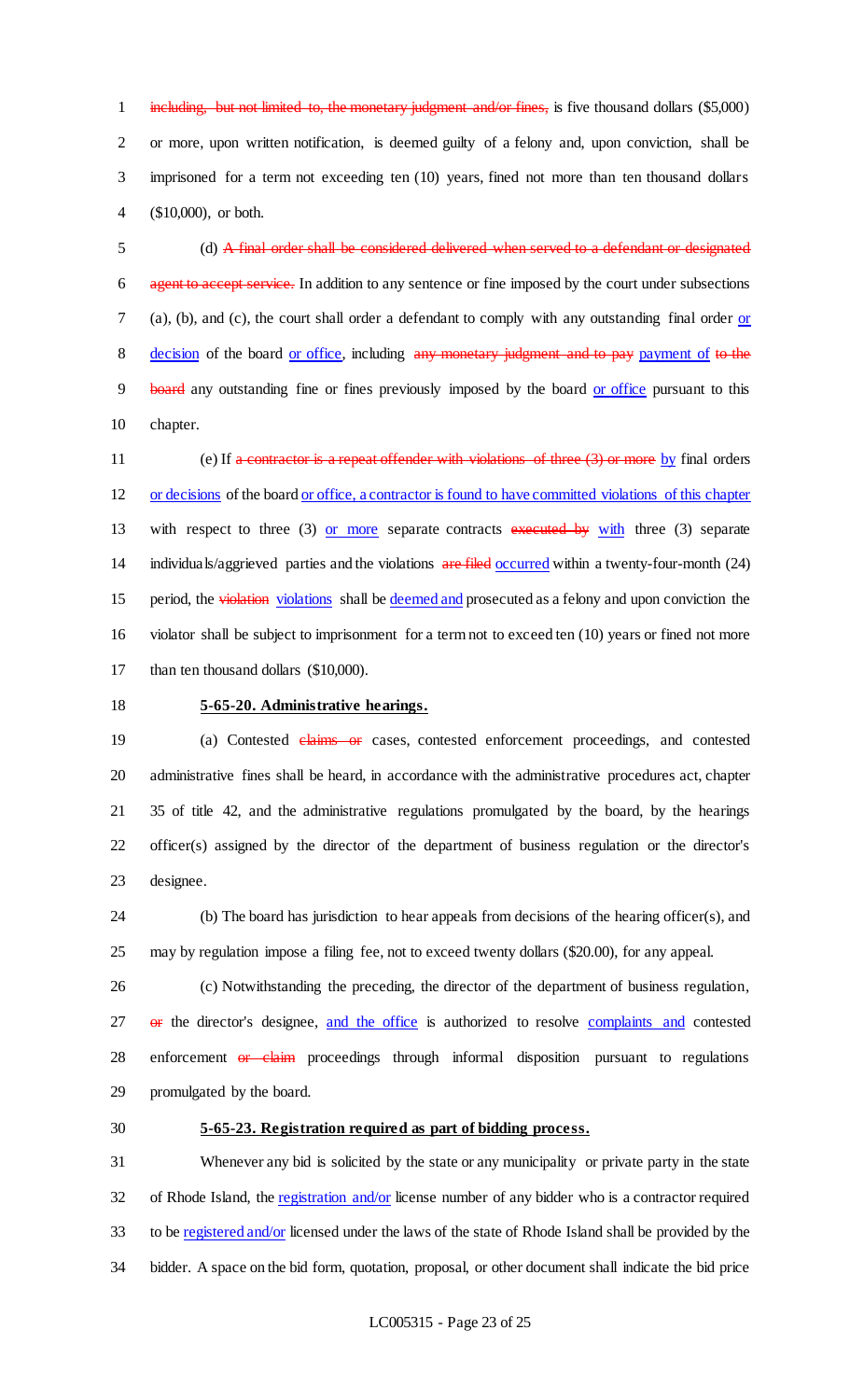including, but not limited to, the monetary judgment and/or fines, is five thousand dollars ($5,000) or more, upon written notification, is deemed guilty of a felony and, upon conviction, shall be imprisoned for a term not exceeding ten (10) years, fined not more than ten thousand dollars ($10,000), or both.

(d) A final order shall be considered delivered when served to a defendant or designated agent to accept service. In addition to any sentence or fine imposed by the court under subsections (a), (b), and (c), the court shall order a defendant to comply with any outstanding final order or decision of the board or office, including any monetary judgment and to pay payment of to the board any outstanding fine or fines previously imposed by the board or office pursuant to this chapter.

(e) If a contractor is a repeat offender with violations of three (3) or more by final orders or decisions of the board or office, a contractor is found to have committed violations of this chapter with respect to three (3) or more separate contracts executed by with three (3) separate individuals/aggrieved parties and the violations are filed occurred within a twenty-four-month (24) period, the violation violations shall be deemed and prosecuted as a felony and upon conviction the violator shall be subject to imprisonment for a term not to exceed ten (10) years or fined not more than ten thousand dollars ($10,000).

**5-65-20. Administrative hearings.**

(a) Contested claims or cases, contested enforcement proceedings, and contested administrative fines shall be heard, in accordance with the administrative procedures act, chapter 35 of title 42, and the administrative regulations promulgated by the board, by the hearings officer(s) assigned by the director of the department of business regulation or the director's designee.

(b) The board has jurisdiction to hear appeals from decisions of the hearing officer(s), and may by regulation impose a filing fee, not to exceed twenty dollars ($20.00), for any appeal.

(c) Notwithstanding the preceding, the director of the department of business regulation, or the director's designee, and the office is authorized to resolve complaints and contested enforcement or claim proceedings through informal disposition pursuant to regulations promulgated by the board.

**5-65-23. Registration required as part of bidding process.**

Whenever any bid is solicited by the state or any municipality or private party in the state of Rhode Island, the registration and/or license number of any bidder who is a contractor required to be registered and/or licensed under the laws of the state of Rhode Island shall be provided by the bidder. A space on the bid form, quotation, proposal, or other document shall indicate the bid price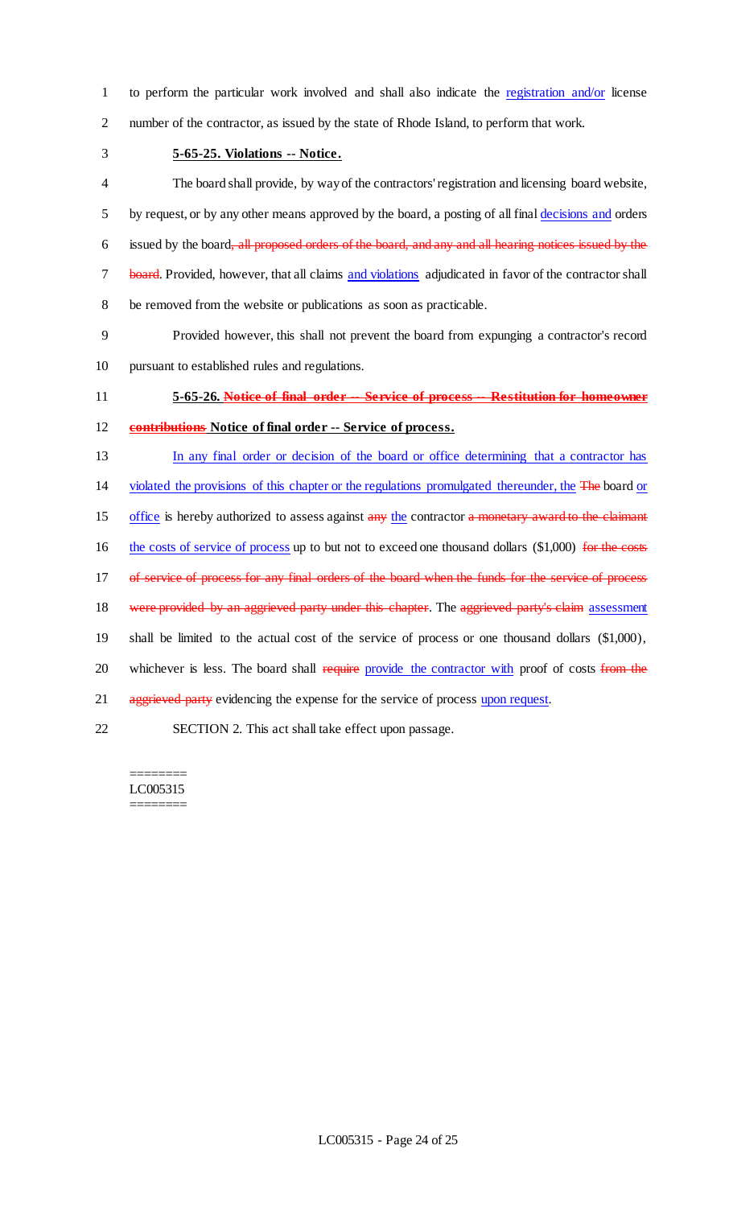to perform the particular work involved and shall also indicate the registration and/or license number of the contractor, as issued by the state of Rhode Island, to perform that work.

**5-65-25. Violations -- Notice.**

The board shall provide, by way of the contractors' registration and licensing board website, by request, or by any other means approved by the board, a posting of all final decisions and orders issued by the board, all proposed orders of the board, and any and all hearing notices issued by the board. Provided, however, that all claims and violations adjudicated in favor of the contractor shall be removed from the website or publications as soon as practicable.

Provided however, this shall not prevent the board from expunging a contractor's record pursuant to established rules and regulations.

**5-65-26. Notice of final order -- Service of process -- Restitution for homeowner contributions Notice of final order -- Service of process.**

In any final order or decision of the board or office determining that a contractor has violated the provisions of this chapter or the regulations promulgated thereunder, the The board or office is hereby authorized to assess against any the contractor a monetary award to the claimant the costs of service of process up to but not to exceed one thousand dollars ($1,000) for the costs of service of process for any final orders of the board when the funds for the service of process were provided by an aggrieved party under this chapter. The aggrieved party's claim assessment shall be limited to the actual cost of the service of process or one thousand dollars ($1,000), whichever is less. The board shall require provide the contractor with proof of costs from the aggrieved party evidencing the expense for the service of process upon request.

SECTION 2. This act shall take effect upon passage.

========
LC005315
========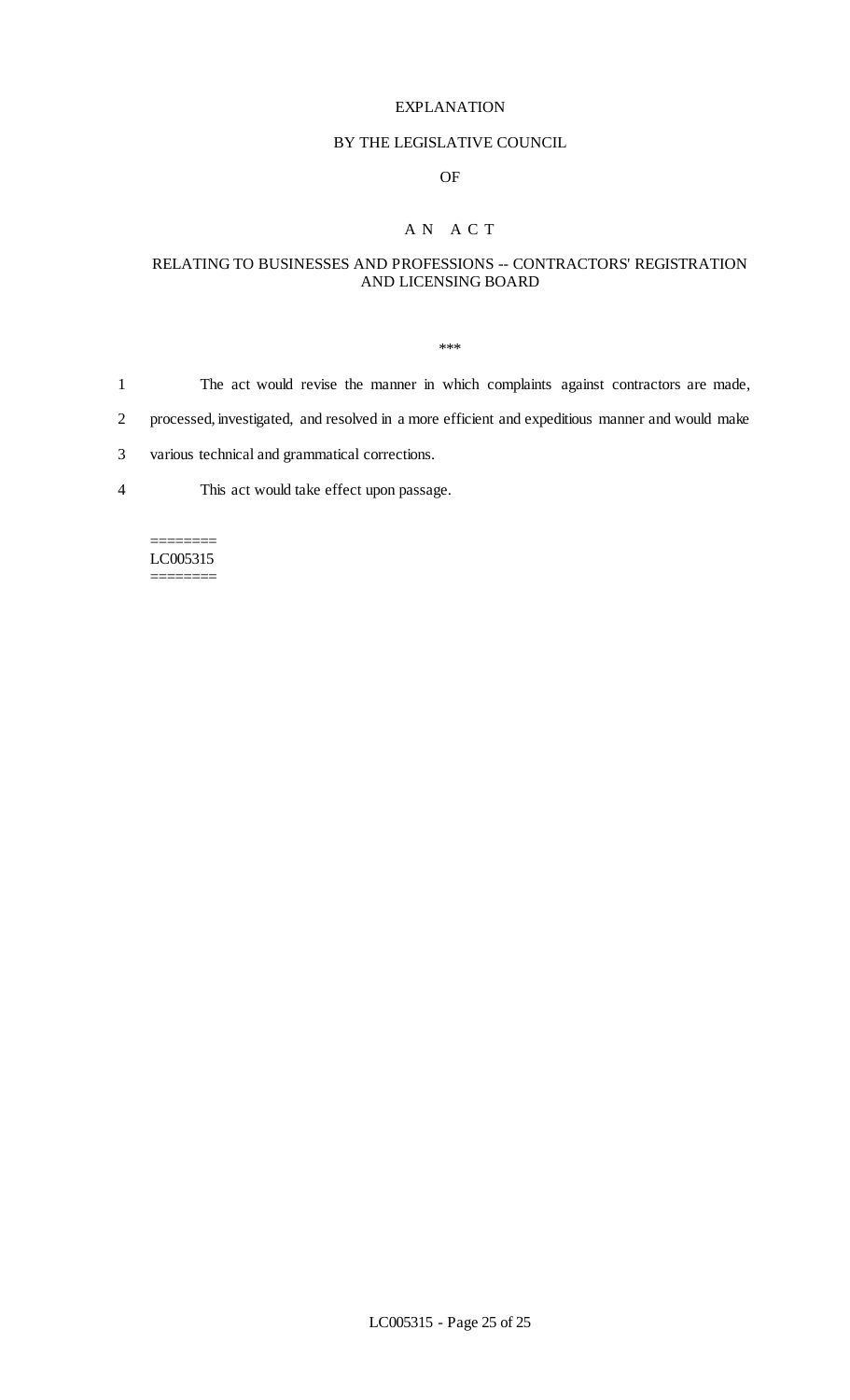EXPLANATION

BY THE LEGISLATIVE COUNCIL

OF

A N A C T

RELATING TO BUSINESSES AND PROFESSIONS -- CONTRACTORS' REGISTRATION AND LICENSING BOARD

***

1 The act would revise the manner in which complaints against contractors are made,

2 processed, investigated, and resolved in a more efficient and expeditious manner and would make

3 various technical and grammatical corrections.

4 This act would take effect upon passage.

========
LC005315
========